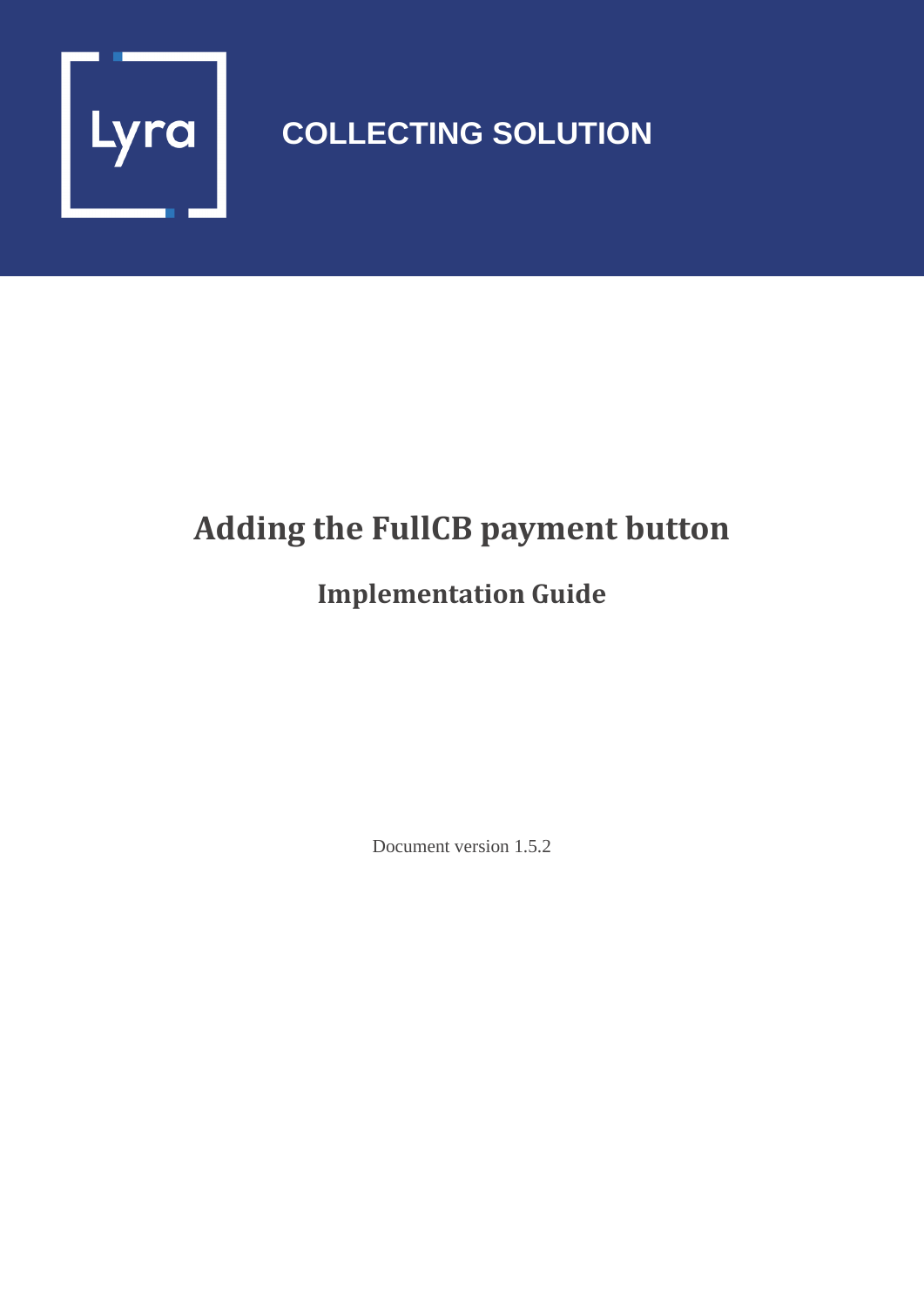Lyra

COLLECTING SOLUTION

# Adding the FullCB payment button

## Implementation Guide

Document version 1.5.2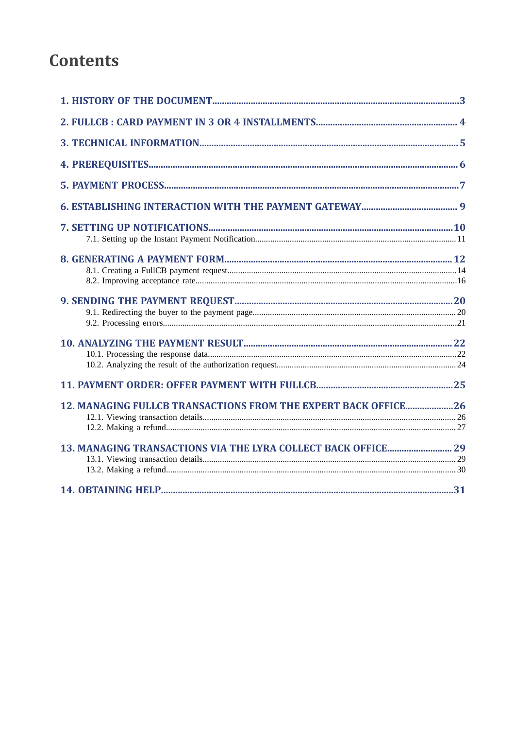# Contents

**1. HISTORY OF THE DOCUMENT** ..... 3

**2. FULLCB : CARD PAYMENT IN 3 OR 4 INSTALLMENTS** ..... 4

**3. TECHNICAL INFORMATION** ..... 5

**4. PREREQUISITES** ..... 6

**5. PAYMENT PROCESS** ..... 7

**6. ESTABLISHING INTERACTION WITH THE PAYMENT GATEWAY** ..... 9

**7. SETTING UP NOTIFICATIONS** ..... 10
- 7.1. Setting up the Instant Payment Notification ..... 11

**8. GENERATING A PAYMENT FORM** ..... 12
- 8.1. Creating a FullCB payment request ..... 14
- 8.2. Improving acceptance rate ..... 16

**9. SENDING THE PAYMENT REQUEST** ..... 20
- 9.1. Redirecting the buyer to the payment page ..... 20
- 9.2. Processing errors ..... 21

**10. ANALYZING THE PAYMENT RESULT** ..... 22
- 10.1. Processing the response data ..... 22
- 10.2. Analyzing the result of the authorization request ..... 24

**11. PAYMENT ORDER: OFFER PAYMENT WITH FULLCB** ..... 25

**12. MANAGING FULLCB TRANSACTIONS FROM THE EXPERT BACK OFFICE** ..... 26
- 12.1. Viewing transaction details ..... 26
- 12.2. Making a refund ..... 27

**13. MANAGING TRANSACTIONS VIA THE LYRA COLLECT BACK OFFICE** ..... 29
- 13.1. Viewing transaction details ..... 29
- 13.2. Making a refund ..... 30

**14. OBTAINING HELP** ..... 31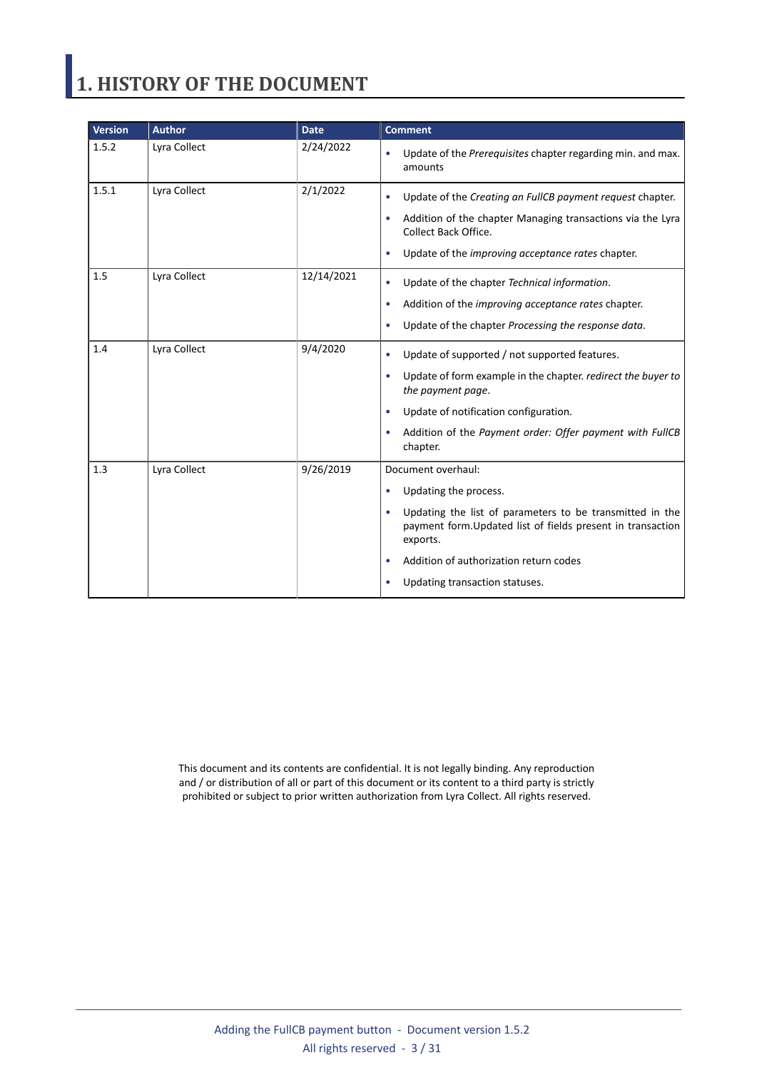# 1. HISTORY OF THE DOCUMENT

| Version | Author | Date | Comment |
|---|---|---|---|
| 1.5.2 | Lyra Collect | 2/24/2022 | • Update of the *Prerequisites* chapter regarding min. and max. amounts |
| 1.5.1 | Lyra Collect | 2/1/2022 | • Update of the *Creating an FullCB payment request* chapter.<br>• Addition of the chapter Managing transactions via the Lyra Collect Back Office.<br>• Update of the *improving acceptance rates* chapter. |
| 1.5 | Lyra Collect | 12/14/2021 | • Update of the chapter *Technical information*.<br>• Addition of the *improving acceptance rates* chapter.<br>• Update of the chapter *Processing the response data*. |
| 1.4 | Lyra Collect | 9/4/2020 | • Update of supported / not supported features.<br>• Update of form example in the chapter. *redirect the buyer to the payment page*.<br>• Update of notification configuration.<br>• Addition of the *Payment order: Offer payment with FullCB* chapter. |
| 1.3 | Lyra Collect | 9/26/2019 | Document overhaul:<br>• Updating the process.<br>• Updating the list of parameters to be transmitted in the payment form.Updated list of fields present in transaction exports.<br>• Addition of authorization return codes<br>• Updating transaction statuses. |

This document and its contents are confidential. It is not legally binding. Any reproduction and / or distribution of all or part of this document or its content to a third party is strictly prohibited or subject to prior written authorization from Lyra Collect. All rights reserved.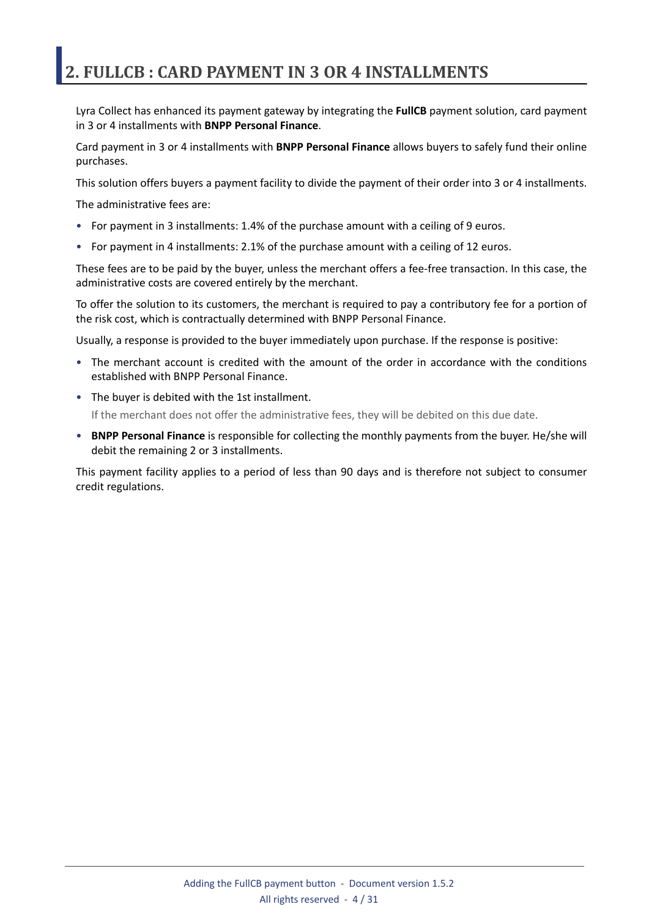# 2. FULLCB : CARD PAYMENT IN 3 OR 4 INSTALLMENTS

Lyra Collect has enhanced its payment gateway by integrating the **FullCB** payment solution, card payment in 3 or 4 installments with **BNPP Personal Finance**.

Card payment in 3 or 4 installments with **BNPP Personal Finance** allows buyers to safely fund their online purchases.

This solution offers buyers a payment facility to divide the payment of their order into 3 or 4 installments.

The administrative fees are:

- For payment in 3 installments: 1.4% of the purchase amount with a ceiling of 9 euros.
- For payment in 4 installments: 2.1% of the purchase amount with a ceiling of 12 euros.

These fees are to be paid by the buyer, unless the merchant offers a fee-free transaction. In this case, the administrative costs are covered entirely by the merchant.

To offer the solution to its customers, the merchant is required to pay a contributory fee for a portion of the risk cost, which is contractually determined with BNPP Personal Finance.

Usually, a response is provided to the buyer immediately upon purchase. If the response is positive:

- The merchant account is credited with the amount of the order in accordance with the conditions established with BNPP Personal Finance.
- The buyer is debited with the 1st installment.

  If the merchant does not offer the administrative fees, they will be debited on this due date.
- **BNPP Personal Finance** is responsible for collecting the monthly payments from the buyer. He/she will debit the remaining 2 or 3 installments.

This payment facility applies to a period of less than 90 days and is therefore not subject to consumer credit regulations.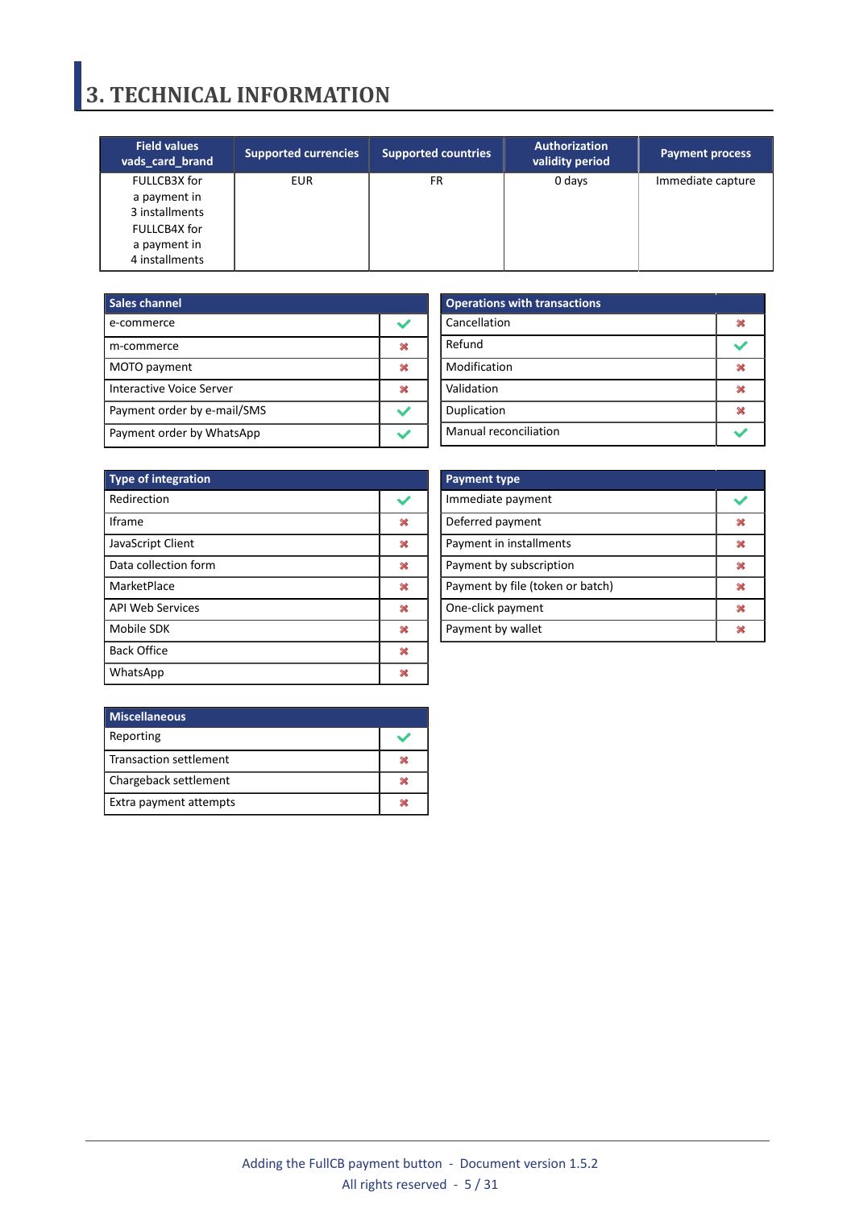# 3. TECHNICAL INFORMATION

| Field values vads_card_brand | Supported currencies | Supported countries | Authorization validity period | Payment process |
|---|---|---|---|---|
| FULLCB3X for a payment in 3 installments FULLCB4X for a payment in 4 installments | EUR | FR | 0 days | Immediate capture |

| Sales channel | |
|---|---|
| e-commerce | ✔ |
| m-commerce | ✖ |
| MOTO payment | ✖ |
| Interactive Voice Server | ✖ |
| Payment order by e-mail/SMS | ✔ |
| Payment order by WhatsApp | ✔ |

| Operations with transactions | |
|---|---|
| Cancellation | ✖ |
| Refund | ✔ |
| Modification | ✖ |
| Validation | ✖ |
| Duplication | ✖ |
| Manual reconciliation | ✔ |

| Type of integration | |
|---|---|
| Redirection | ✔ |
| Iframe | ✖ |
| JavaScript Client | ✖ |
| Data collection form | ✖ |
| MarketPlace | ✖ |
| API Web Services | ✖ |
| Mobile SDK | ✖ |
| Back Office | ✖ |
| WhatsApp | ✖ |

| Payment type | |
|---|---|
| Immediate payment | ✔ |
| Deferred payment | ✖ |
| Payment in installments | ✖ |
| Payment by subscription | ✖ |
| Payment by file (token or batch) | ✖ |
| One-click payment | ✖ |
| Payment by wallet | ✖ |

| Miscellaneous | |
|---|---|
| Reporting | ✔ |
| Transaction settlement | ✖ |
| Chargeback settlement | ✖ |
| Extra payment attempts | ✖ |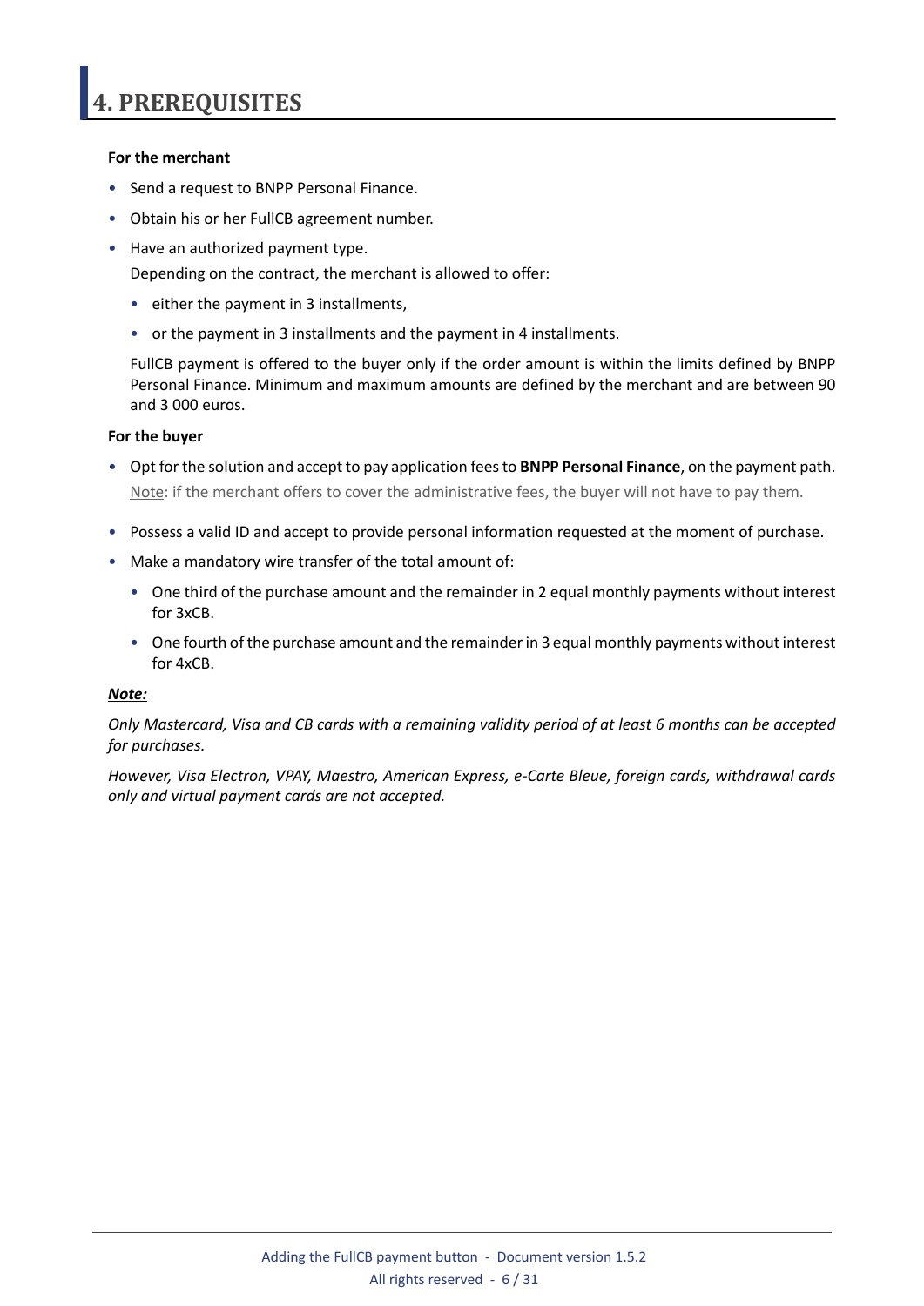# 4. PREREQUISITES

**For the merchant**

- Send a request to BNPP Personal Finance.
- Obtain his or her FullCB agreement number.
- Have an authorized payment type.

  Depending on the contract, the merchant is allowed to offer:

  - either the payment in 3 installments,
  - or the payment in 3 installments and the payment in 4 installments.

  FullCB payment is offered to the buyer only if the order amount is within the limits defined by BNPP Personal Finance. Minimum and maximum amounts are defined by the merchant and are between 90 and 3 000 euros.

**For the buyer**

- Opt for the solution and accept to pay application fees to **BNPP Personal Finance**, on the payment path.

  Note: if the merchant offers to cover the administrative fees, the buyer will not have to pay them.

- Possess a valid ID and accept to provide personal information requested at the moment of purchase.
- Make a mandatory wire transfer of the total amount of:
  - One third of the purchase amount and the remainder in 2 equal monthly payments without interest for 3xCB.
  - One fourth of the purchase amount and the remainder in 3 equal monthly payments without interest for 4xCB.

***Note:***

*Only Mastercard, Visa and CB cards with a remaining validity period of at least 6 months can be accepted for purchases.*

*However, Visa Electron, VPAY, Maestro, American Express, e-Carte Bleue, foreign cards, withdrawal cards only and virtual payment cards are not accepted.*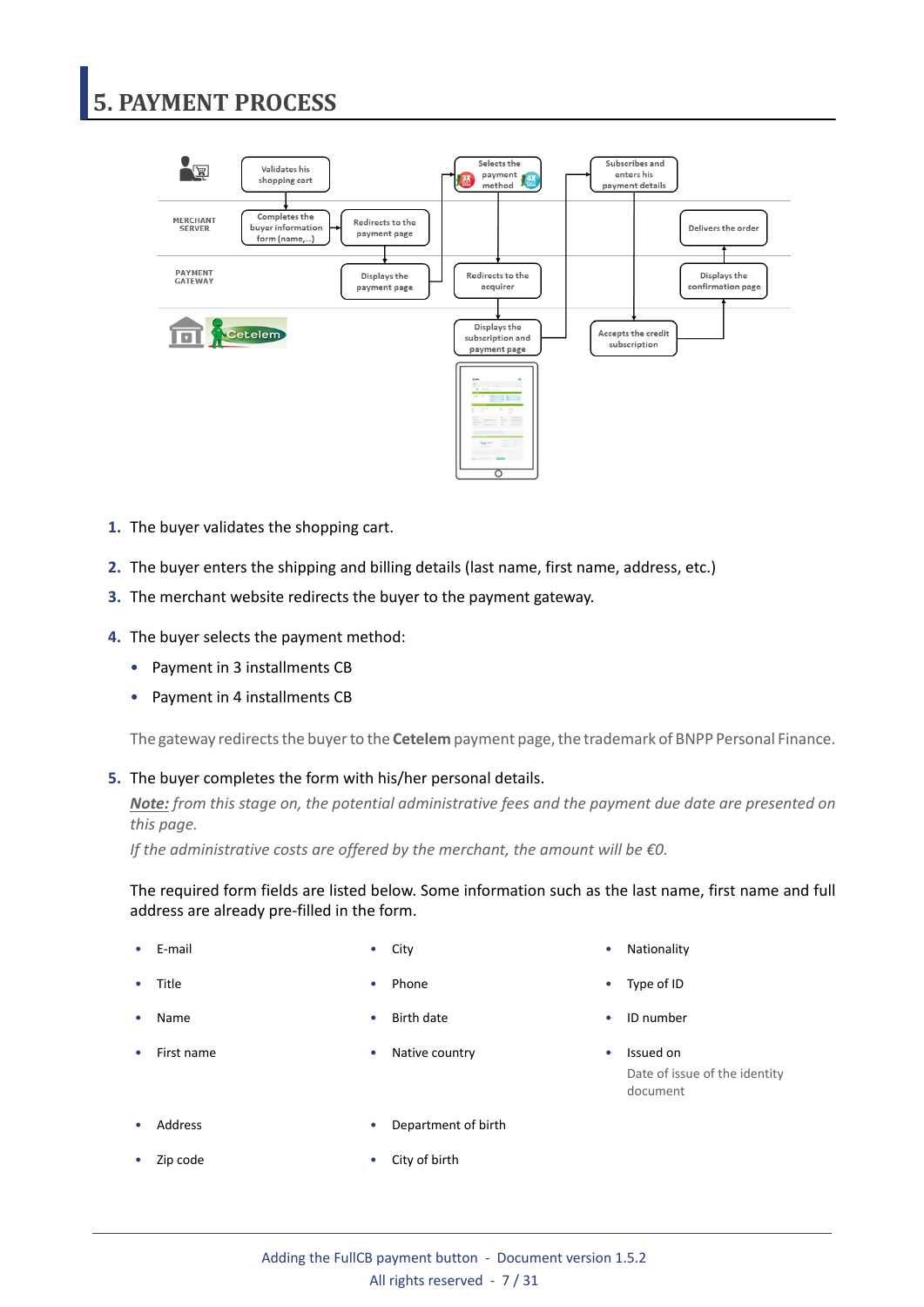# 5. PAYMENT PROCESS

MERCHANT SERVER

PAYMENT GATEWAY

Validates his shopping cart

Completes the buyer information form (name,...)

Redirects to the payment page

Displays the payment page

Selects the payment method

Redirects to the acquirer

Displays the subscription and payment page

Subscribes and enters his payment details

Accepts the credit subscription

Displays the confirmation page

Delivers the order

1. The buyer validates the shopping cart.

2. The buyer enters the shipping and billing details (last name, first name, address, etc.)

3. The merchant website redirects the buyer to the payment gateway.

4. The buyer selects the payment method:

   - Payment in 3 installments CB
   - Payment in 4 installments CB

   The gateway redirects the buyer to the **Cetelem** payment page, the trademark of BNPP Personal Finance.

5. The buyer completes the form with his/her personal details.

   ***Note:*** *from this stage on, the potential administrative fees and the payment due date are presented on this page.*

   *If the administrative costs are offered by the merchant, the amount will be €0.*

   The required form fields are listed below. Some information such as the last name, first name and full address are already pre-filled in the form.

- E-mail
- Title
- Name
- First name
- Address
- Zip code
- City
- Phone
- Birth date
- Native country
- Department of birth
- City of birth
- Nationality
- Type of ID
- ID number
- Issued on

  Date of issue of the identity document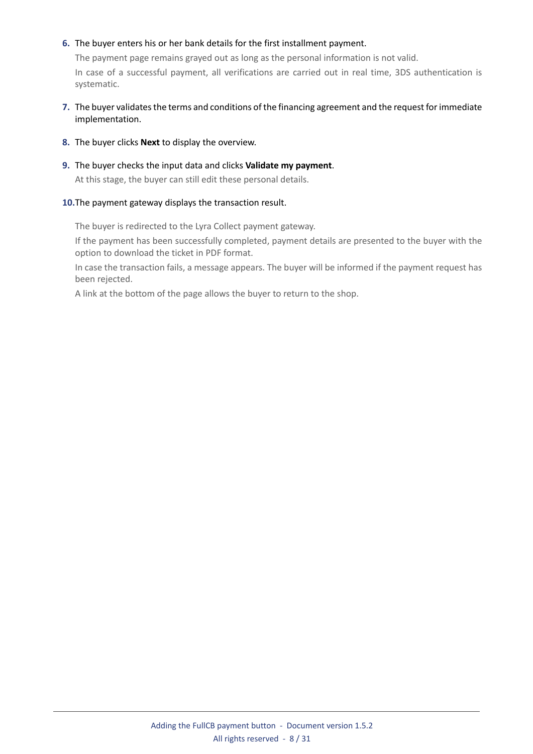6. The buyer enters his or her bank details for the first installment payment.

   The payment page remains grayed out as long as the personal information is not valid.

   In case of a successful payment, all verifications are carried out in real time, 3DS authentication is systematic.

7. The buyer validates the terms and conditions of the financing agreement and the request for immediate implementation.

8. The buyer clicks **Next** to display the overview.

9. The buyer checks the input data and clicks **Validate my payment**.

   At this stage, the buyer can still edit these personal details.

10. The payment gateway displays the transaction result.

    The buyer is redirected to the Lyra Collect payment gateway.

    If the payment has been successfully completed, payment details are presented to the buyer with the option to download the ticket in PDF format.

    In case the transaction fails, a message appears. The buyer will be informed if the payment request has been rejected.

    A link at the bottom of the page allows the buyer to return to the shop.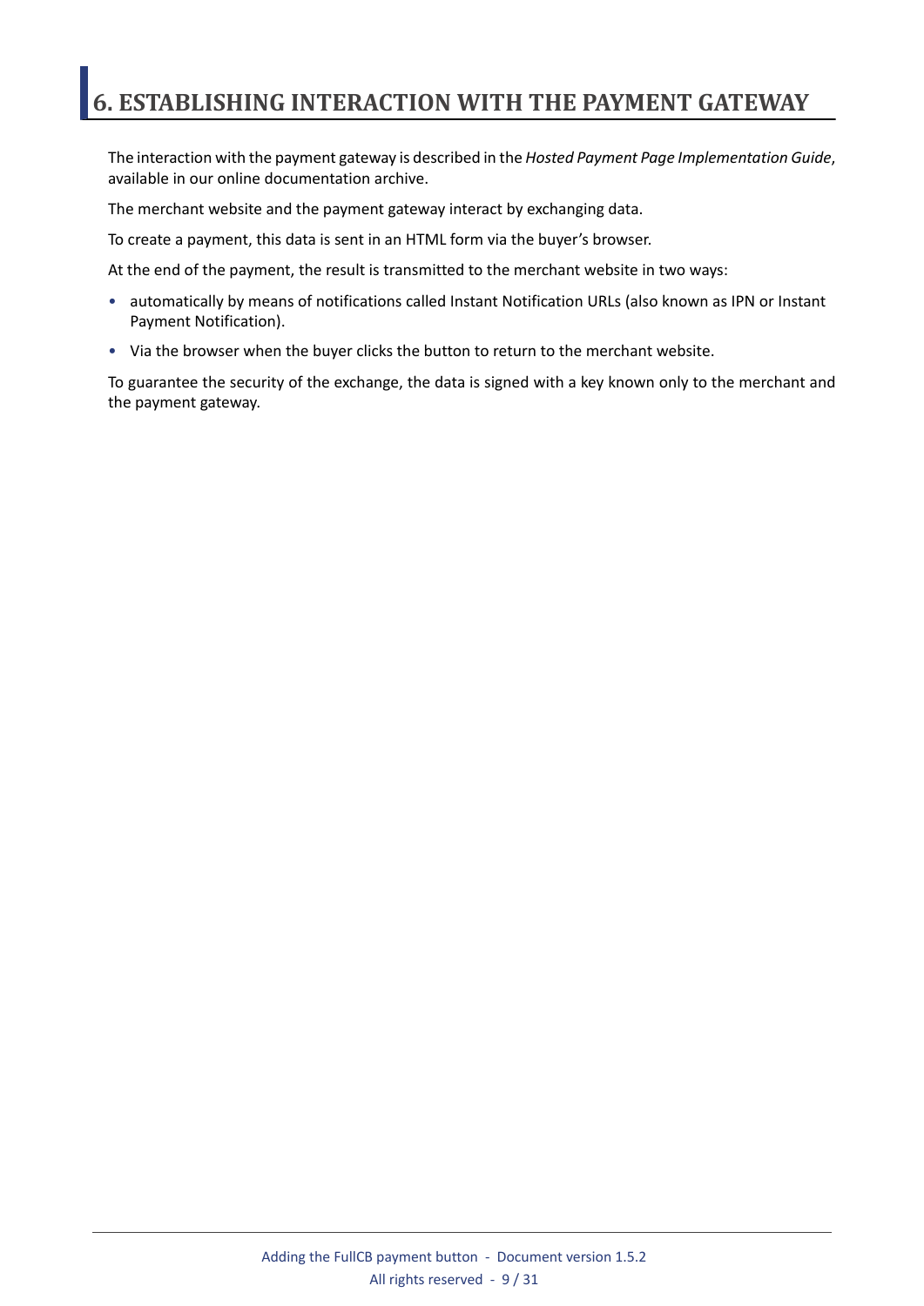# 6. ESTABLISHING INTERACTION WITH THE PAYMENT GATEWAY

The interaction with the payment gateway is described in the *Hosted Payment Page Implementation Guide*, available in our online documentation archive.

The merchant website and the payment gateway interact by exchanging data.

To create a payment, this data is sent in an HTML form via the buyer's browser.

At the end of the payment, the result is transmitted to the merchant website in two ways:

- automatically by means of notifications called Instant Notification URLs (also known as IPN or Instant Payment Notification).
- Via the browser when the buyer clicks the button to return to the merchant website.

To guarantee the security of the exchange, the data is signed with a key known only to the merchant and the payment gateway.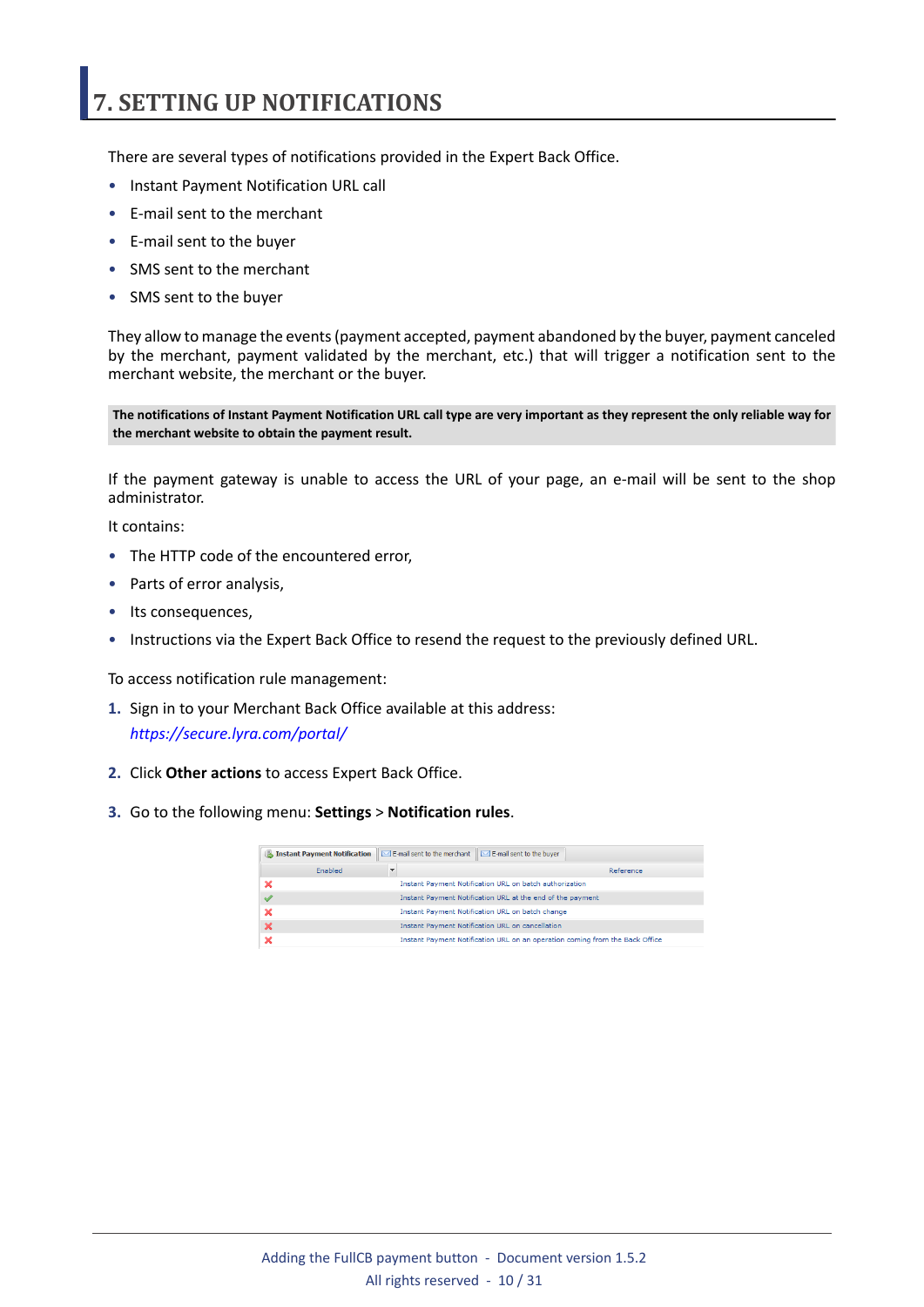# 7. SETTING UP NOTIFICATIONS

There are several types of notifications provided in the Expert Back Office.

- Instant Payment Notification URL call
- E-mail sent to the merchant
- E-mail sent to the buyer
- SMS sent to the merchant
- SMS sent to the buyer

They allow to manage the events (payment accepted, payment abandoned by the buyer, payment canceled by the merchant, payment validated by the merchant, etc.) that will trigger a notification sent to the merchant website, the merchant or the buyer.

**The notifications of Instant Payment Notification URL call type are very important as they represent the only reliable way for the merchant website to obtain the payment result.**

If the payment gateway is unable to access the URL of your page, an e-mail will be sent to the shop administrator.

It contains:

- The HTTP code of the encountered error,
- Parts of error analysis,
- Its consequences,
- Instructions via the Expert Back Office to resend the request to the previously defined URL.

To access notification rule management:

1. Sign in to your Merchant Back Office available at this address:
   *https://secure.lyra.com/portal/*
2. Click **Other actions** to access Expert Back Office.
3. Go to the following menu: **Settings** > **Notification rules**.

**Instant Payment Notification** | E-mail sent to the merchant | E-mail sent to the buyer

| Enabled | Reference |
| --- | --- |
| ✗ | Instant Payment Notification URL on batch authorization |
| ✓ | Instant Payment Notification URL at the end of the payment |
| ✗ | Instant Payment Notification URL on batch change |
| ✗ | Instant Payment Notification URL on cancellation |
| ✗ | Instant Payment Notification URL on an operation coming from the Back Office |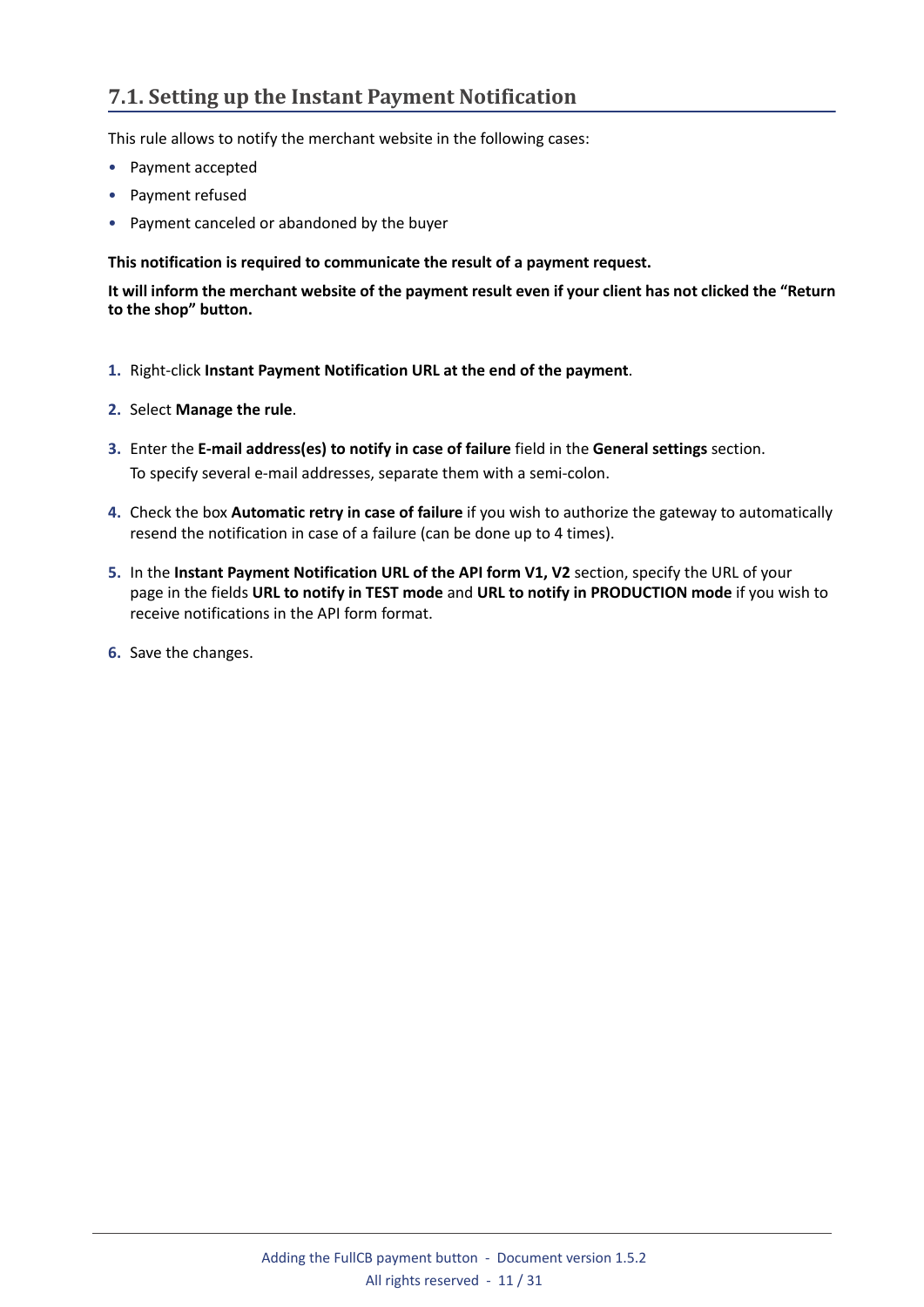## 7.1. Setting up the Instant Payment Notification

This rule allows to notify the merchant website in the following cases:

- Payment accepted
- Payment refused
- Payment canceled or abandoned by the buyer

**This notification is required to communicate the result of a payment request.**

**It will inform the merchant website of the payment result even if your client has not clicked the “Return to the shop” button.**

1. Right-click **Instant Payment Notification URL at the end of the payment**.
2. Select **Manage the rule**.
3. Enter the **E-mail address(es) to notify in case of failure** field in the **General settings** section.
   To specify several e-mail addresses, separate them with a semi-colon.
4. Check the box **Automatic retry in case of failure** if you wish to authorize the gateway to automatically resend the notification in case of a failure (can be done up to 4 times).
5. In the **Instant Payment Notification URL of the API form V1, V2** section, specify the URL of your page in the fields **URL to notify in TEST mode** and **URL to notify in PRODUCTION mode** if you wish to receive notifications in the API form format.
6. Save the changes.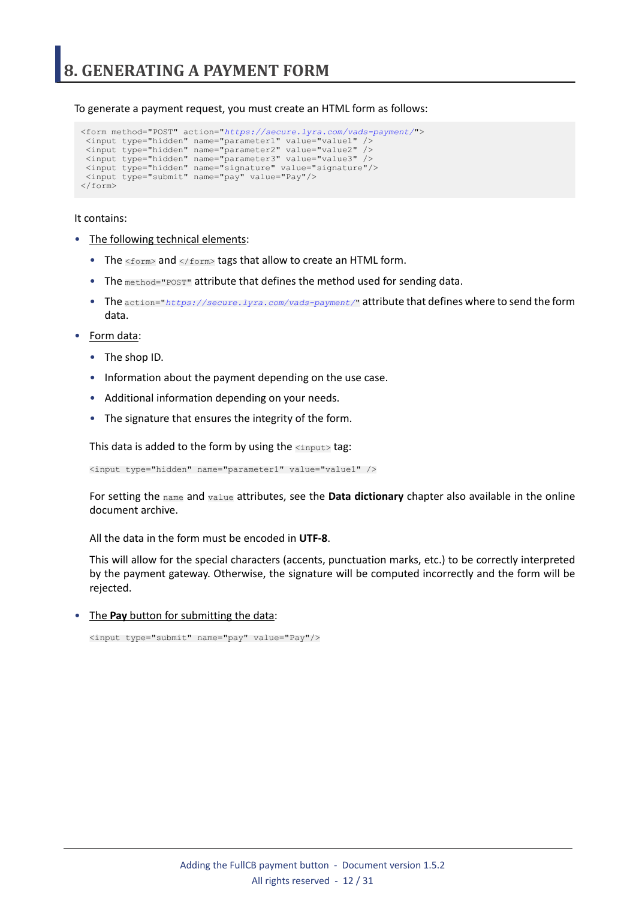# 8. GENERATING A PAYMENT FORM

To generate a payment request, you must create an HTML form as follows:

```
<form method="POST" action="https://secure.lyra.com/vads-payment/">
 <input type="hidden" name="parameter1" value="value1" />
 <input type="hidden" name="parameter2" value="value2" />
 <input type="hidden" name="parameter3" value="value3" />
 <input type="hidden" name="signature" value="signature"/>
 <input type="submit" name="pay" value="Pay"/>
</form>
```

It contains:

- The following technical elements:
  - The `<form>` and `</form>` tags that allow to create an HTML form.
  - The `method="POST"` attribute that defines the method used for sending data.
  - The `action="https://secure.lyra.com/vads-payment/"` attribute that defines where to send the form data.
- Form data:
  - The shop ID.
  - Information about the payment depending on the use case.
  - Additional information depending on your needs.
  - The signature that ensures the integrity of the form.

  This data is added to the form by using the `<input>` tag:

  ```
  <input type="hidden" name="parameter1" value="value1" />
  ```

  For setting the `name` and `value` attributes, see the **Data dictionary** chapter also available in the online document archive.

  All the data in the form must be encoded in **UTF-8**.

  This will allow for the special characters (accents, punctuation marks, etc.) to be correctly interpreted by the payment gateway. Otherwise, the signature will be computed incorrectly and the form will be rejected.

- The **Pay** button for submitting the data:

  ```
  <input type="submit" name="pay" value="Pay"/>
  ```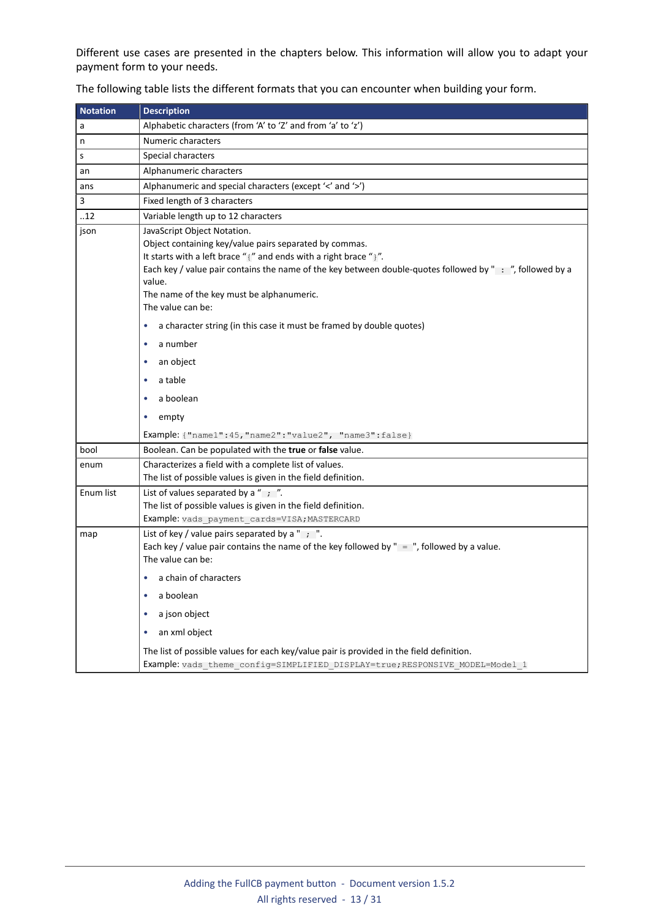Different use cases are presented in the chapters below. This information will allow you to adapt your payment form to your needs.

The following table lists the different formats that you can encounter when building your form.

| Notation | Description |
|---|---|
| a | Alphabetic characters (from 'A' to 'Z' and from 'a' to 'z') |
| n | Numeric characters |
| s | Special characters |
| an | Alphanumeric characters |
| ans | Alphanumeric and special characters (except '<' and '>') |
| 3 | Fixed length of 3 characters |
| ..12 | Variable length up to 12 characters |
| json | JavaScript Object Notation.<br>Object containing key/value pairs separated by commas.<br>It starts with a left brace "`{`" and ends with a right brace "`}`".<br>Each key / value pair contains the name of the key between double-quotes followed by "` : `", followed by a value.<br>The name of the key must be alphanumeric.<br>The value can be:<br>• a character string (in this case it must be framed by double quotes)<br>• a number<br>• an object<br>• a table<br>• a boolean<br>• empty<br>Example: `{"name1":45,"name2":"value2", "name3":false}` |
| bool | Boolean. Can be populated with the **true** or **false** value. |
| enum | Characterizes a field with a complete list of values.<br>The list of possible values is given in the field definition. |
| Enum list | List of values separated by a "` ; `".<br>The list of possible values is given in the field definition.<br>Example: `vads_payment_cards=VISA;MASTERCARD` |
| map | List of key / value pairs separated by a "` ; `".<br>Each key / value pair contains the name of the key followed by "` = `", followed by a value.<br>The value can be:<br>• a chain of characters<br>• a boolean<br>• a json object<br>• an xml object<br>The list of possible values for each key/value pair is provided in the field definition.<br>Example: `vads_theme_config=SIMPLIFIED_DISPLAY=true;RESPONSIVE_MODEL=Model_1` |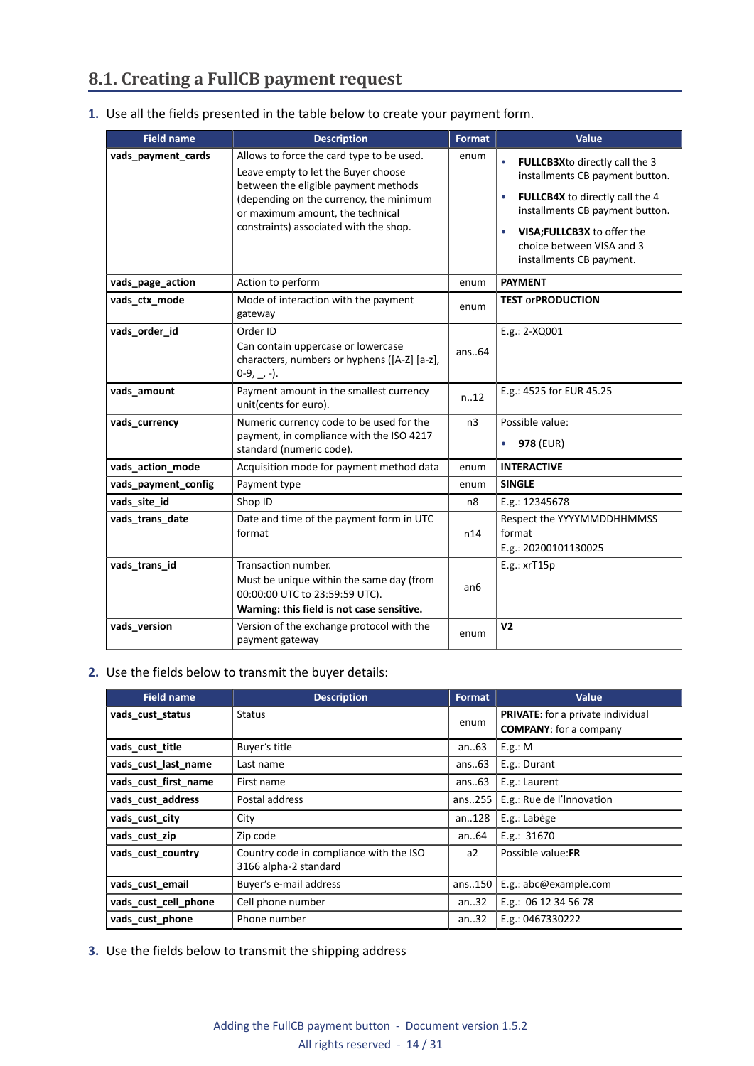## 8.1. Creating a FullCB payment request

1. Use all the fields presented in the table below to create your payment form.

| Field name | Description | Format | Value |
|---|---|---|---|
| **vads_payment_cards** | Allows to force the card type to be used. Leave empty to let the Buyer choose between the eligible payment methods (depending on the currency, the minimum or maximum amount, the technical constraints) associated with the shop. | enum | • **FULLCB3X**to directly call the 3 installments CB payment button. • **FULLCB4X** to directly call the 4 installments CB payment button. • **VISA;FULLCB3X** to offer the choice between VISA and 3 installments CB payment. |
| **vads_page_action** | Action to perform | enum | **PAYMENT** |
| **vads_ctx_mode** | Mode of interaction with the payment gateway | enum | **TEST** or**PRODUCTION** |
| **vads_order_id** | Order ID Can contain uppercase or lowercase characters, numbers or hyphens ([A-Z] [a-z], 0-9, _, -). | ans..64 | E.g.: 2-XQ001 |
| **vads_amount** | Payment amount in the smallest currency unit(cents for euro). | n..12 | E.g.: 4525 for EUR 45.25 |
| **vads_currency** | Numeric currency code to be used for the payment, in compliance with the ISO 4217 standard (numeric code). | n3 | Possible value: • **978** (EUR) |
| **vads_action_mode** | Acquisition mode for payment method data | enum | **INTERACTIVE** |
| **vads_payment_config** | Payment type | enum | **SINGLE** |
| **vads_site_id** | Shop ID | n8 | E.g.: 12345678 |
| **vads_trans_date** | Date and time of the payment form in UTC format | n14 | Respect the YYYYMMDDHHMMSS format E.g.: 20200101130025 |
| **vads_trans_id** | Transaction number. Must be unique within the same day (from 00:00:00 UTC to 23:59:59 UTC). **Warning: this field is not case sensitive.** | an6 | E.g.: xrT15p |
| **vads_version** | Version of the exchange protocol with the payment gateway | enum | **V2** |

2. Use the fields below to transmit the buyer details:

| Field name | Description | Format | Value |
|---|---|---|---|
| **vads_cust_status** | Status | enum | **PRIVATE**: for a private individual **COMPANY**: for a company |
| **vads_cust_title** | Buyer's title | an..63 | E.g.: M |
| **vads_cust_last_name** | Last name | ans..63 | E.g.: Durant |
| **vads_cust_first_name** | First name | ans..63 | E.g.: Laurent |
| **vads_cust_address** | Postal address | ans..255 | E.g.: Rue de l'Innovation |
| **vads_cust_city** | City | an..128 | E.g.: Labège |
| **vads_cust_zip** | Zip code | an..64 | E.g.: 31670 |
| **vads_cust_country** | Country code in compliance with the ISO 3166 alpha-2 standard | a2 | Possible value:**FR** |
| **vads_cust_email** | Buyer's e-mail address | ans..150 | E.g.: abc@example.com |
| **vads_cust_cell_phone** | Cell phone number | an..32 | E.g.: 06 12 34 56 78 |
| **vads_cust_phone** | Phone number | an..32 | E.g.: 0467330222 |

3. Use the fields below to transmit the shipping address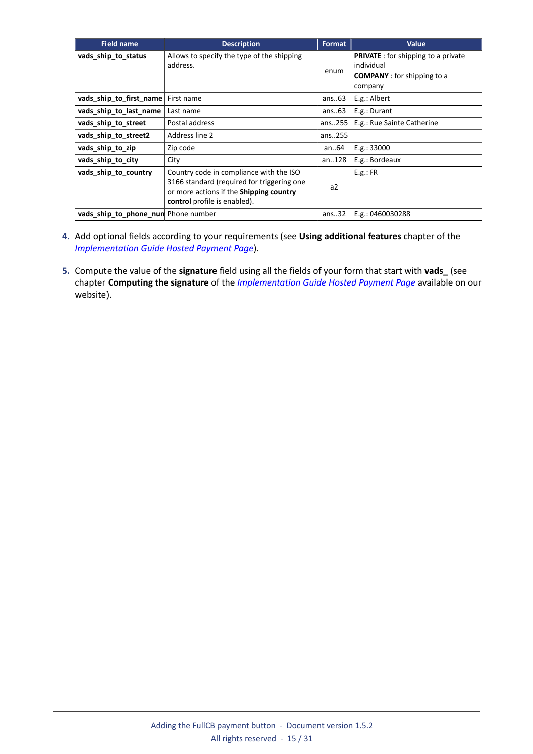| Field name | Description | Format | Value |
|---|---|---|---|
| **vads_ship_to_status** | Allows to specify the type of the shipping address. | enum | **PRIVATE** : for shipping to a private individual<br>**COMPANY** : for shipping to a company |
| **vads_ship_to_first_name** | First name | ans..63 | E.g.: Albert |
| **vads_ship_to_last_name** | Last name | ans..63 | E.g.: Durant |
| **vads_ship_to_street** | Postal address | ans..255 | E.g.: Rue Sainte Catherine |
| **vads_ship_to_street2** | Address line 2 | ans..255 | |
| **vads_ship_to_zip** | Zip code | an..64 | E.g.: 33000 |
| **vads_ship_to_city** | City | an..128 | E.g.: Bordeaux |
| **vads_ship_to_country** | Country code in compliance with the ISO 3166 standard (required for triggering one or more actions if the **Shipping country control** profile is enabled). | a2 | E.g.: FR |
| **vads_ship_to_phone_num** | Phone number | ans..32 | E.g.: 0460030288 |

4. Add optional fields according to your requirements (see **Using additional features** chapter of the *Implementation Guide Hosted Payment Page*).

5. Compute the value of the **signature** field using all the fields of your form that start with **vads_** (see chapter **Computing the signature** of the *Implementation Guide Hosted Payment Page* available on our website).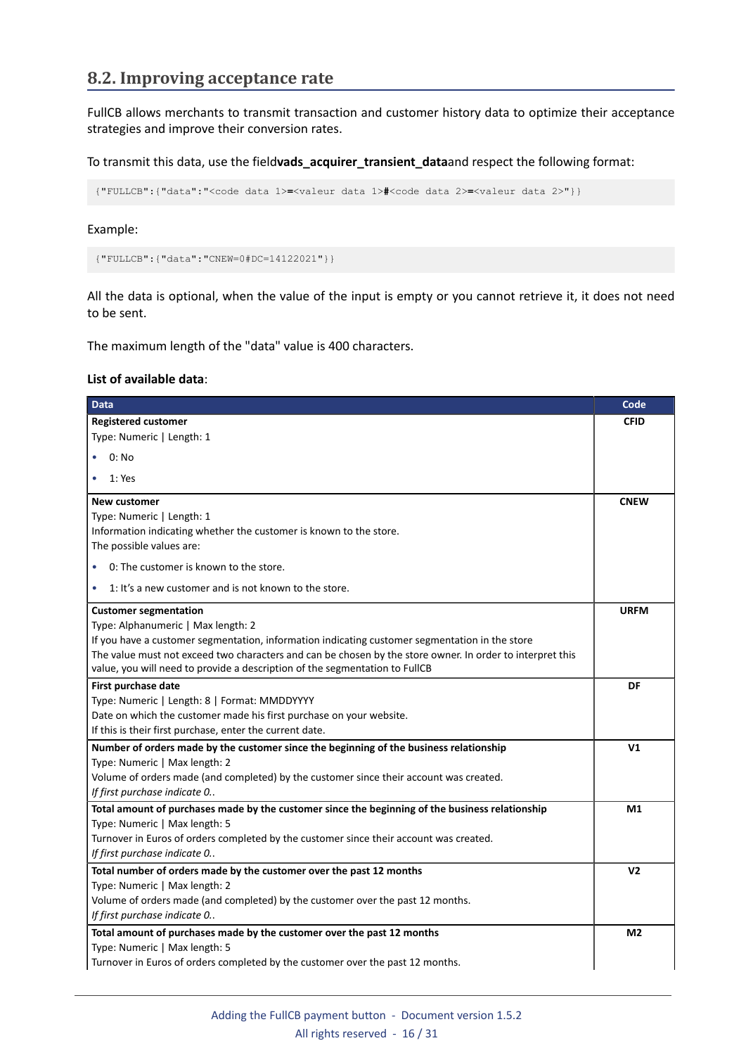## 8.2. Improving acceptance rate

FullCB allows merchants to transmit transaction and customer history data to optimize their acceptance strategies and improve their conversion rates.

To transmit this data, use the field**vads_acquirer_transient_data**and respect the following format:

```
{"FULLCB":{"data":"<code data 1>=<valeur data 1>#<code data 2>=<valeur data 2>"}}
```

Example:

```
{"FULLCB":{"data":"CNEW=0#DC=14122021"}}
```

All the data is optional, when the value of the input is empty or you cannot retrieve it, it does not need to be sent.

The maximum length of the "data" value is 400 characters.

**List of available data**:

| Data | Code |
| --- | --- |
| **Registered customer**<br>Type: Numeric \| Length: 1<br>• 0: No<br>• 1: Yes | **CFID** |
| **New customer**<br>Type: Numeric \| Length: 1<br>Information indicating whether the customer is known to the store.<br>The possible values are:<br>• 0: The customer is known to the store.<br>• 1: It's a new customer and is not known to the store. | **CNEW** |
| **Customer segmentation**<br>Type: Alphanumeric \| Max length: 2<br>If you have a customer segmentation, information indicating customer segmentation in the store<br>The value must not exceed two characters and can be chosen by the store owner. In order to interpret this value, you will need to provide a description of the segmentation to FullCB | **URFM** |
| **First purchase date**<br>Type: Numeric \| Length: 8 \| Format: MMDDYYYY<br>Date on which the customer made his first purchase on your website.<br>If this is their first purchase, enter the current date. | **DF** |
| **Number of orders made by the customer since the beginning of the business relationship**<br>Type: Numeric \| Max length: 2<br>Volume of orders made (and completed) by the customer since their account was created.<br>*If first purchase indicate 0..* | **V1** |
| **Total amount of purchases made by the customer since the beginning of the business relationship**<br>Type: Numeric \| Max length: 5<br>Turnover in Euros of orders completed by the customer since their account was created.<br>*If first purchase indicate 0..* | **M1** |
| **Total number of orders made by the customer over the past 12 months**<br>Type: Numeric \| Max length: 2<br>Volume of orders made (and completed) by the customer over the past 12 months.<br>*If first purchase indicate 0..* | **V2** |
| **Total amount of purchases made by the customer over the past 12 months**<br>Type: Numeric \| Max length: 5<br>Turnover in Euros of orders completed by the customer over the past 12 months. | **M2** |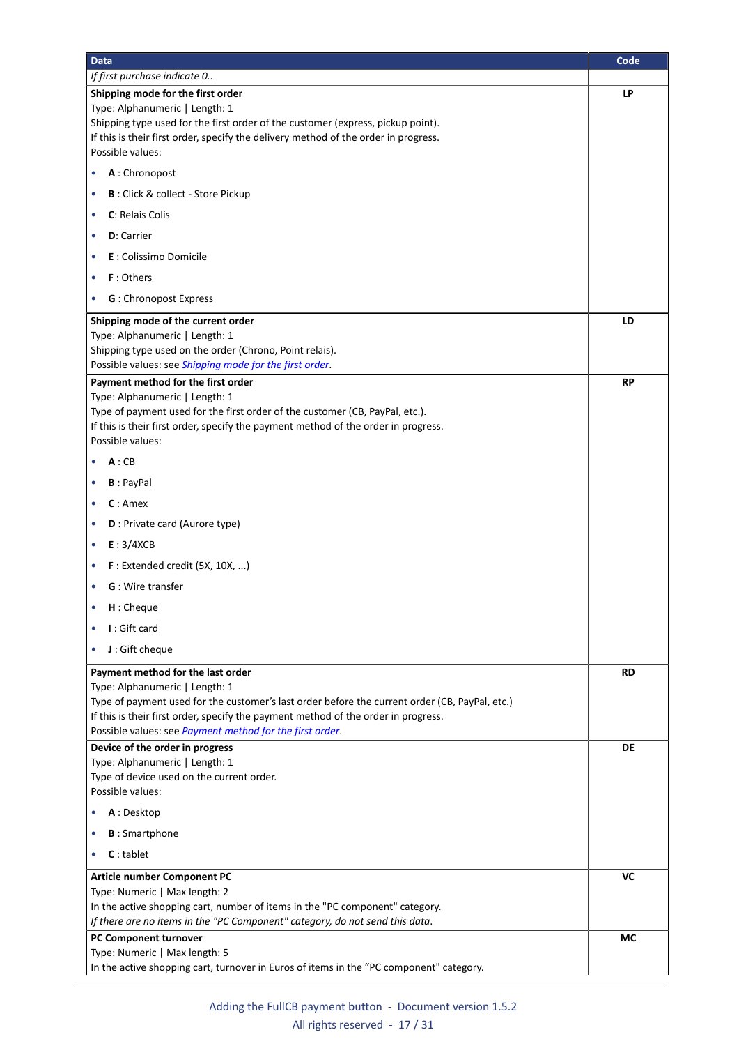| Data | Code |
|---|---|
| *If first purchase indicate 0..* | |
| **Shipping mode for the first order**<br>Type: Alphanumeric \| Length: 1<br>Shipping type used for the first order of the customer (express, pickup point).<br>If this is their first order, specify the delivery method of the order in progress.<br>Possible values:<br>• **A** : Chronopost<br>• **B** : Click & collect - Store Pickup<br>• **C**: Relais Colis<br>• **D**: Carrier<br>• **E** : Colissimo Domicile<br>• **F** : Others<br>• **G** : Chronopost Express | **LP** |
| **Shipping mode of the current order**<br>Type: Alphanumeric \| Length: 1<br>Shipping type used on the order (Chrono, Point relais).<br>Possible values: see *Shipping mode for the first order*. | **LD** |
| **Payment method for the first order**<br>Type: Alphanumeric \| Length: 1<br>Type of payment used for the first order of the customer (CB, PayPal, etc.).<br>If this is their first order, specify the payment method of the order in progress.<br>Possible values:<br>• **A** : CB<br>• **B** : PayPal<br>• **C** : Amex<br>• **D** : Private card (Aurore type)<br>• **E** : 3/4XCB<br>• **F** : Extended credit (5X, 10X, ...)<br>• **G** : Wire transfer<br>• **H** : Cheque<br>• **I** : Gift card<br>• **J** : Gift cheque | **RP** |
| **Payment method for the last order**<br>Type: Alphanumeric \| Length: 1<br>Type of payment used for the customer's last order before the current order (CB, PayPal, etc.)<br>If this is their first order, specify the payment method of the order in progress.<br>Possible values: see *Payment method for the first order*. | **RD** |
| **Device of the order in progress**<br>Type: Alphanumeric \| Length: 1<br>Type of device used on the current order.<br>Possible values:<br>• **A** : Desktop<br>• **B** : Smartphone<br>• **C** : tablet | **DE** |
| **Article number Component PC**<br>Type: Numeric \| Max length: 2<br>In the active shopping cart, number of items in the "PC component" category.<br>*If there are no items in the "PC Component" category, do not send this data.* | **VC** |
| **PC Component turnover**<br>Type: Numeric \| Max length: 5<br>In the active shopping cart, turnover in Euros of items in the "PC component" category. | **MC** |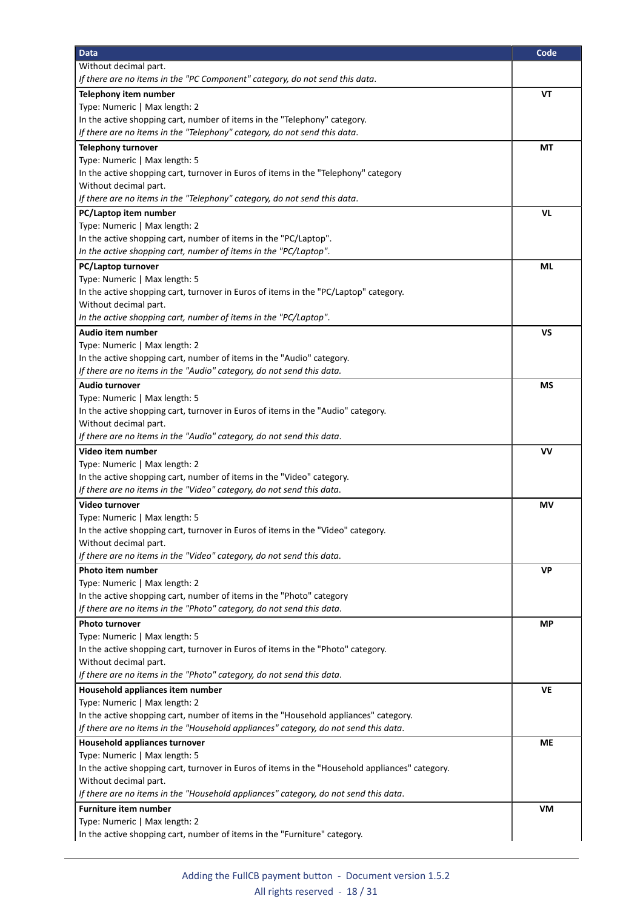| Data | Code |
| --- | --- |
| Without decimal part.<br>*If there are no items in the "PC Component" category, do not send this data.* | |
| **Telephony item number**<br>Type: Numeric \| Max length: 2<br>In the active shopping cart, number of items in the "Telephony" category.<br>*If there are no items in the "Telephony" category, do not send this data.* | **VT** |
| **Telephony turnover**<br>Type: Numeric \| Max length: 5<br>In the active shopping cart, turnover in Euros of items in the "Telephony" category<br>Without decimal part.<br>*If there are no items in the "Telephony" category, do not send this data.* | **MT** |
| **PC/Laptop item number**<br>Type: Numeric \| Max length: 2<br>In the active shopping cart, number of items in the "PC/Laptop".<br>*In the active shopping cart, number of items in the "PC/Laptop".* | **VL** |
| **PC/Laptop turnover**<br>Type: Numeric \| Max length: 5<br>In the active shopping cart, turnover in Euros of items in the "PC/Laptop" category.<br>Without decimal part.<br>*In the active shopping cart, number of items in the "PC/Laptop".* | **ML** |
| **Audio item number**<br>Type: Numeric \| Max length: 2<br>In the active shopping cart, number of items in the "Audio" category.<br>*If there are no items in the "Audio" category, do not send this data.* | **VS** |
| **Audio turnover**<br>Type: Numeric \| Max length: 5<br>In the active shopping cart, turnover in Euros of items in the "Audio" category.<br>Without decimal part.<br>*If there are no items in the "Audio" category, do not send this data.* | **MS** |
| **Video item number**<br>Type: Numeric \| Max length: 2<br>In the active shopping cart, number of items in the "Video" category.<br>*If there are no items in the "Video" category, do not send this data.* | **VV** |
| **Video turnover**<br>Type: Numeric \| Max length: 5<br>In the active shopping cart, turnover in Euros of items in the "Video" category.<br>Without decimal part.<br>*If there are no items in the "Video" category, do not send this data.* | **MV** |
| **Photo item number**<br>Type: Numeric \| Max length: 2<br>In the active shopping cart, number of items in the "Photo" category<br>*If there are no items in the "Photo" category, do not send this data.* | **VP** |
| **Photo turnover**<br>Type: Numeric \| Max length: 5<br>In the active shopping cart, turnover in Euros of items in the "Photo" category.<br>Without decimal part.<br>*If there are no items in the "Photo" category, do not send this data.* | **MP** |
| **Household appliances item number**<br>Type: Numeric \| Max length: 2<br>In the active shopping cart, number of items in the "Household appliances" category.<br>*If there are no items in the "Household appliances" category, do not send this data.* | **VE** |
| **Household appliances turnover**<br>Type: Numeric \| Max length: 5<br>In the active shopping cart, turnover in Euros of items in the "Household appliances" category.<br>Without decimal part.<br>*If there are no items in the "Household appliances" category, do not send this data.* | **ME** |
| **Furniture item number**<br>Type: Numeric \| Max length: 2<br>In the active shopping cart, number of items in the "Furniture" category. | **VM** |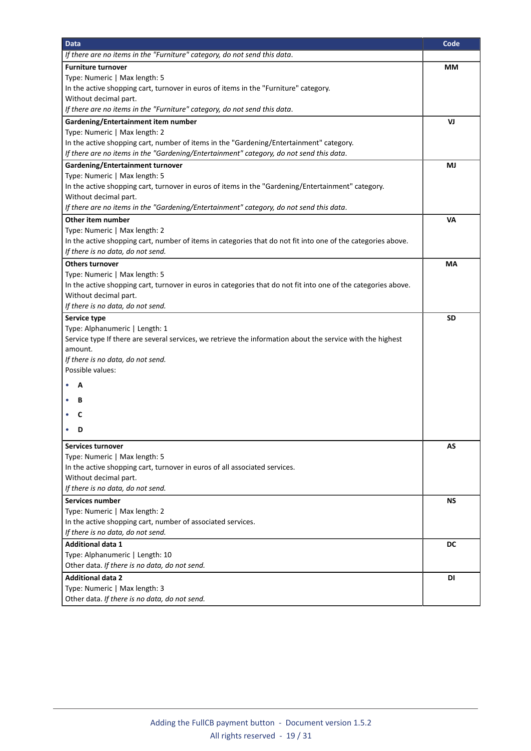| Data | Code |
|---|---|
| *If there are no items in the "Furniture" category, do not send this data.* | |
| **Furniture turnover**<br>Type: Numeric \| Max length: 5<br>In the active shopping cart, turnover in euros of items in the "Furniture" category.<br>Without decimal part.<br>*If there are no items in the "Furniture" category, do not send this data.* | **MM** |
| **Gardening/Entertainment item number**<br>Type: Numeric \| Max length: 2<br>In the active shopping cart, number of items in the "Gardening/Entertainment" category.<br>*If there are no items in the "Gardening/Entertainment" category, do not send this data.* | **VJ** |
| **Gardening/Entertainment turnover**<br>Type: Numeric \| Max length: 5<br>In the active shopping cart, turnover in euros of items in the "Gardening/Entertainment" category.<br>Without decimal part.<br>*If there are no items in the "Gardening/Entertainment" category, do not send this data.* | **MJ** |
| **Other item number**<br>Type: Numeric \| Max length: 2<br>In the active shopping cart, number of items in categories that do not fit into one of the categories above.<br>*If there is no data, do not send.* | **VA** |
| **Others turnover**<br>Type: Numeric \| Max length: 5<br>In the active shopping cart, turnover in euros in categories that do not fit into one of the categories above.<br>Without decimal part.<br>*If there is no data, do not send.* | **MA** |
| **Service type**<br>Type: Alphanumeric \| Length: 1<br>Service type If there are several services, we retrieve the information about the service with the highest amount.<br>*If there is no data, do not send.*<br>Possible values:<br>• **A**<br>• **B**<br>• **C**<br>• **D** | **SD** |
| **Services turnover**<br>Type: Numeric \| Max length: 5<br>In the active shopping cart, turnover in euros of all associated services.<br>Without decimal part.<br>*If there is no data, do not send.* | **AS** |
| **Services number**<br>Type: Numeric \| Max length: 2<br>In the active shopping cart, number of associated services.<br>*If there is no data, do not send.* | **NS** |
| **Additional data 1**<br>Type: Alphanumeric \| Length: 10<br>Other data. *If there is no data, do not send.* | **DC** |
| **Additional data 2**<br>Type: Numeric \| Max length: 3<br>Other data. *If there is no data, do not send.* | **DI** |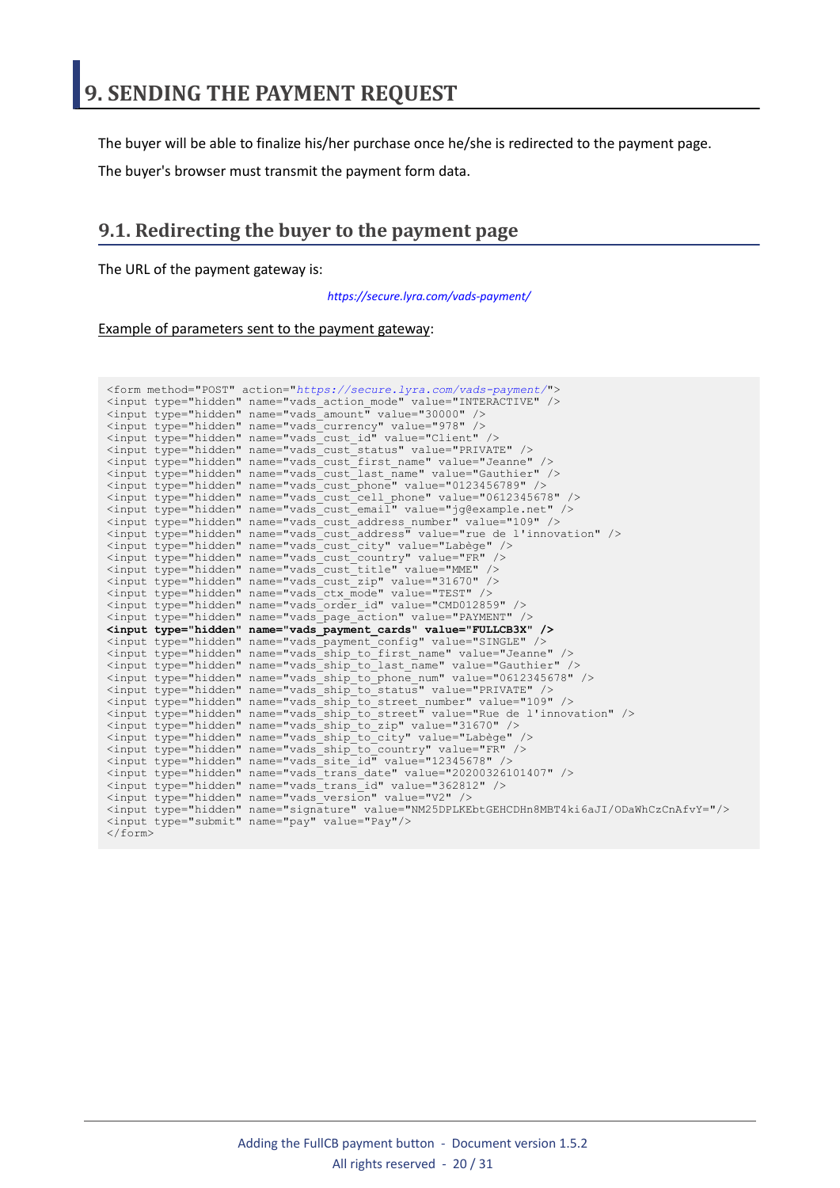# 9. SENDING THE PAYMENT REQUEST

The buyer will be able to finalize his/her purchase once he/she is redirected to the payment page.

The buyer's browser must transmit the payment form data.

## 9.1. Redirecting the buyer to the payment page

The URL of the payment gateway is:

*https://secure.lyra.com/vads-payment/*

Example of parameters sent to the payment gateway:

```
<form method="POST" action="https://secure.lyra.com/vads-payment/">
<input type="hidden" name="vads_action_mode" value="INTERACTIVE" />
<input type="hidden" name="vads_amount" value="30000" />
<input type="hidden" name="vads_currency" value="978" />
<input type="hidden" name="vads_cust_id" value="Client" />
<input type="hidden" name="vads_cust_status" value="PRIVATE" />
<input type="hidden" name="vads_cust_first_name" value="Jeanne" />
<input type="hidden" name="vads_cust_last_name" value="Gauthier" />
<input type="hidden" name="vads_cust_phone" value="0123456789" />
<input type="hidden" name="vads_cust_cell_phone" value="0612345678" />
<input type="hidden" name="vads_cust_email" value="jg@example.net" />
<input type="hidden" name="vads_cust_address_number" value="109" />
<input type="hidden" name="vads_cust_address" value="rue de l'innovation" />
<input type="hidden" name="vads_cust_city" value="Labège" />
<input type="hidden" name="vads_cust_country" value="FR" />
<input type="hidden" name="vads_cust_title" value="MME" />
<input type="hidden" name="vads_cust_zip" value="31670" />
<input type="hidden" name="vads_ctx_mode" value="TEST" />
<input type="hidden" name="vads_order_id" value="CMD012859" />
<input type="hidden" name="vads_page_action" value="PAYMENT" />
<input type="hidden" name="vads_payment_cards" value="FULLCB3X" />
<input type="hidden" name="vads_payment_config" value="SINGLE" />
<input type="hidden" name="vads_ship_to_first_name" value="Jeanne" />
<input type="hidden" name="vads_ship_to_last_name" value="Gauthier" />
<input type="hidden" name="vads_ship_to_phone_num" value="0612345678" />
<input type="hidden" name="vads_ship_to_status" value="PRIVATE" />
<input type="hidden" name="vads_ship_to_street_number" value="109" />
<input type="hidden" name="vads_ship_to_street" value="Rue de l'innovation" />
<input type="hidden" name="vads_ship_to_zip" value="31670" />
<input type="hidden" name="vads_ship_to_city" value="Labège" />
<input type="hidden" name="vads_ship_to_country" value="FR" />
<input type="hidden" name="vads_site_id" value="12345678" />
<input type="hidden" name="vads_trans_date" value="20200326101407" />
<input type="hidden" name="vads_trans_id" value="362812" />
<input type="hidden" name="vads_version" value="V2" />
<input type="hidden" name="signature" value="NM25DPLKEbtGEHCDHn8MBT4ki6aJI/ODaWhCzCnAfvY="/>
<input type="submit" name="pay" value="Pay"/>
</form>
```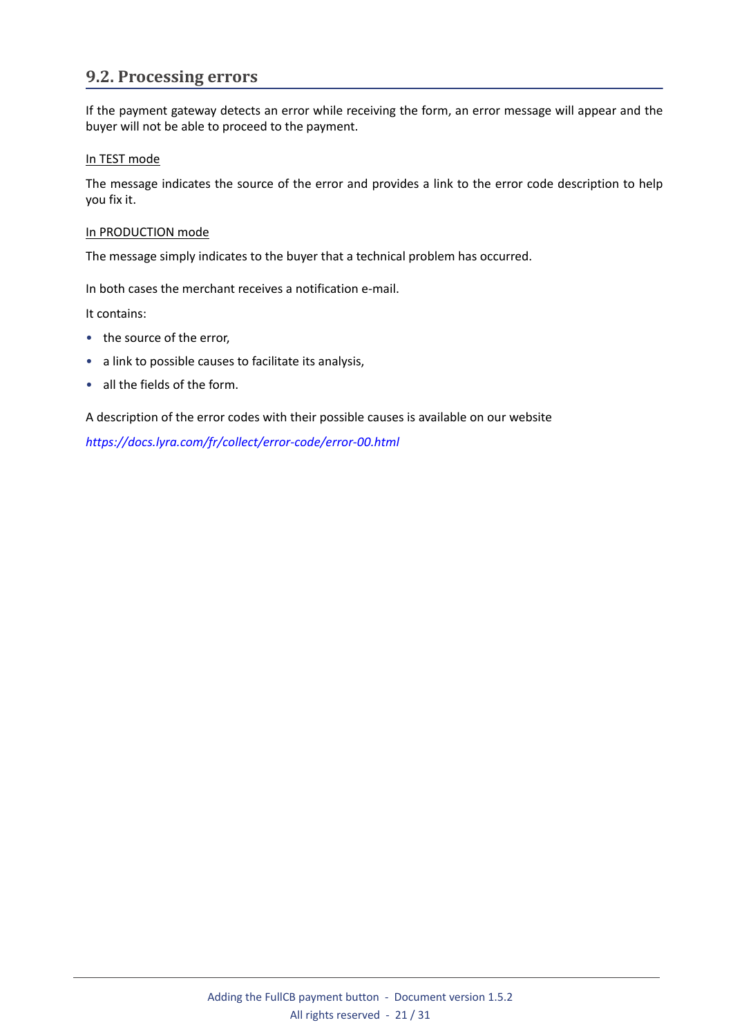## 9.2. Processing errors

If the payment gateway detects an error while receiving the form, an error message will appear and the buyer will not be able to proceed to the payment.

<u>In TEST mode</u>

The message indicates the source of the error and provides a link to the error code description to help you fix it.

<u>In PRODUCTION mode</u>

The message simply indicates to the buyer that a technical problem has occurred.

In both cases the merchant receives a notification e-mail.

It contains:

- the source of the error,
- a link to possible causes to facilitate its analysis,
- all the fields of the form.

A description of the error codes with their possible causes is available on our website

*https://docs.lyra.com/fr/collect/error-code/error-00.html*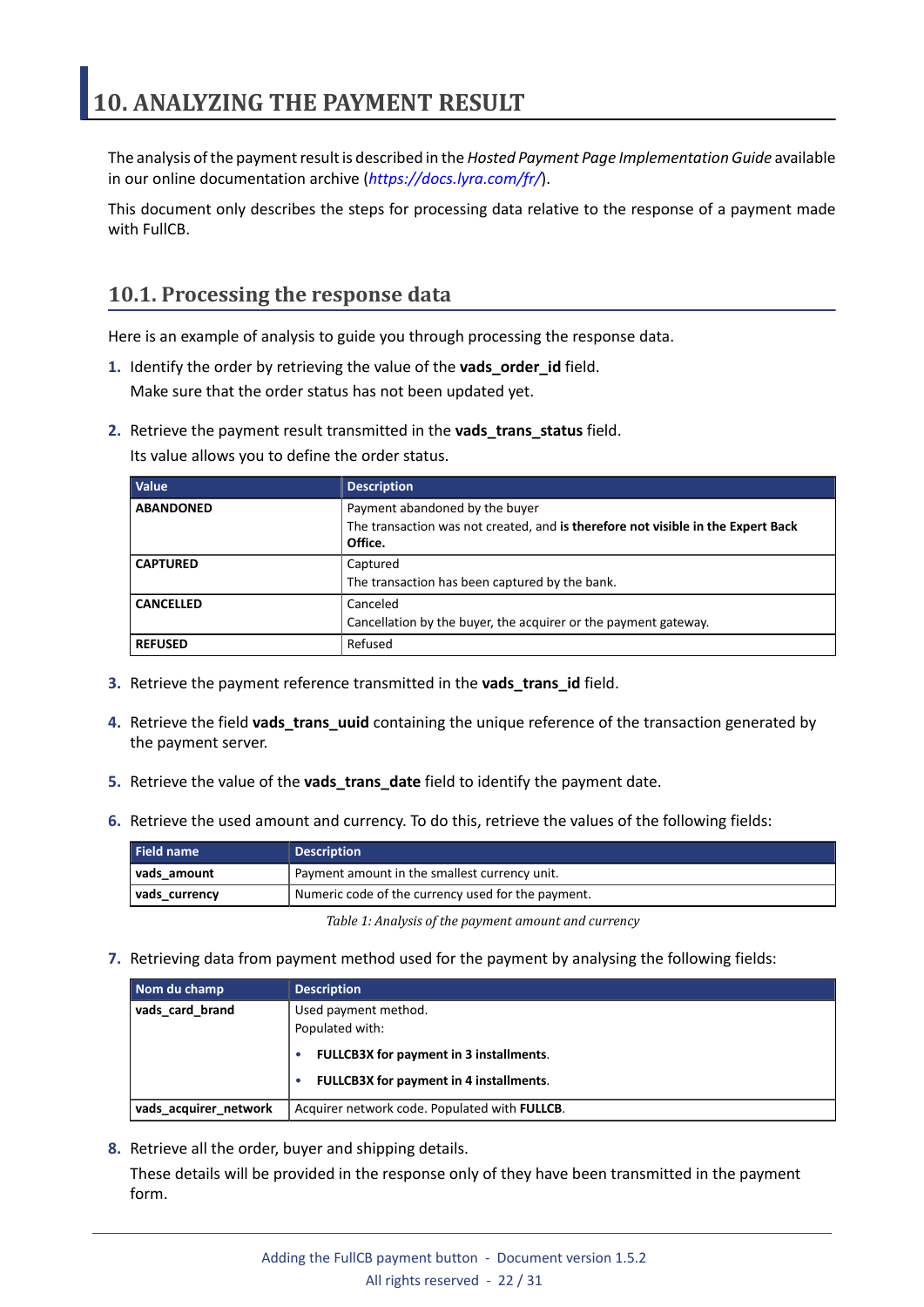# 10. ANALYZING THE PAYMENT RESULT

The analysis of the payment result is described in the *Hosted Payment Page Implementation Guide* available in our online documentation archive (*https://docs.lyra.com/fr/*).

This document only describes the steps for processing data relative to the response of a payment made with FullCB.

## 10.1. Processing the response data

Here is an example of analysis to guide you through processing the response data.

1. Identify the order by retrieving the value of the **vads_order_id** field.

   Make sure that the order status has not been updated yet.

2. Retrieve the payment result transmitted in the **vads_trans_status** field.

   Its value allows you to define the order status.

| Value | Description |
| --- | --- |
| **ABANDONED** | Payment abandoned by the buyer<br>The transaction was not created, and **is therefore not visible in the Expert Back Office.** |
| **CAPTURED** | Captured<br>The transaction has been captured by the bank. |
| **CANCELLED** | Canceled<br>Cancellation by the buyer, the acquirer or the payment gateway. |
| **REFUSED** | Refused |

3. Retrieve the payment reference transmitted in the **vads_trans_id** field.

4. Retrieve the field **vads_trans_uuid** containing the unique reference of the transaction generated by the payment server.

5. Retrieve the value of the **vads_trans_date** field to identify the payment date.

6. Retrieve the used amount and currency. To do this, retrieve the values of the following fields:

| Field name | Description |
| --- | --- |
| **vads_amount** | Payment amount in the smallest currency unit. |
| **vads_currency** | Numeric code of the currency used for the payment. |

*Table 1: Analysis of the payment amount and currency*

7. Retrieving data from payment method used for the payment by analysing the following fields:

| Nom du champ | Description |
| --- | --- |
| **vads_card_brand** | Used payment method.<br>Populated with:<br>• **FULLCB3X for payment in 3 installments**.<br>• **FULLCB3X for payment in 4 installments**. |
| **vads_acquirer_network** | Acquirer network code. Populated with **FULLCB**. |

8. Retrieve all the order, buyer and shipping details.

   These details will be provided in the response only of they have been transmitted in the payment form.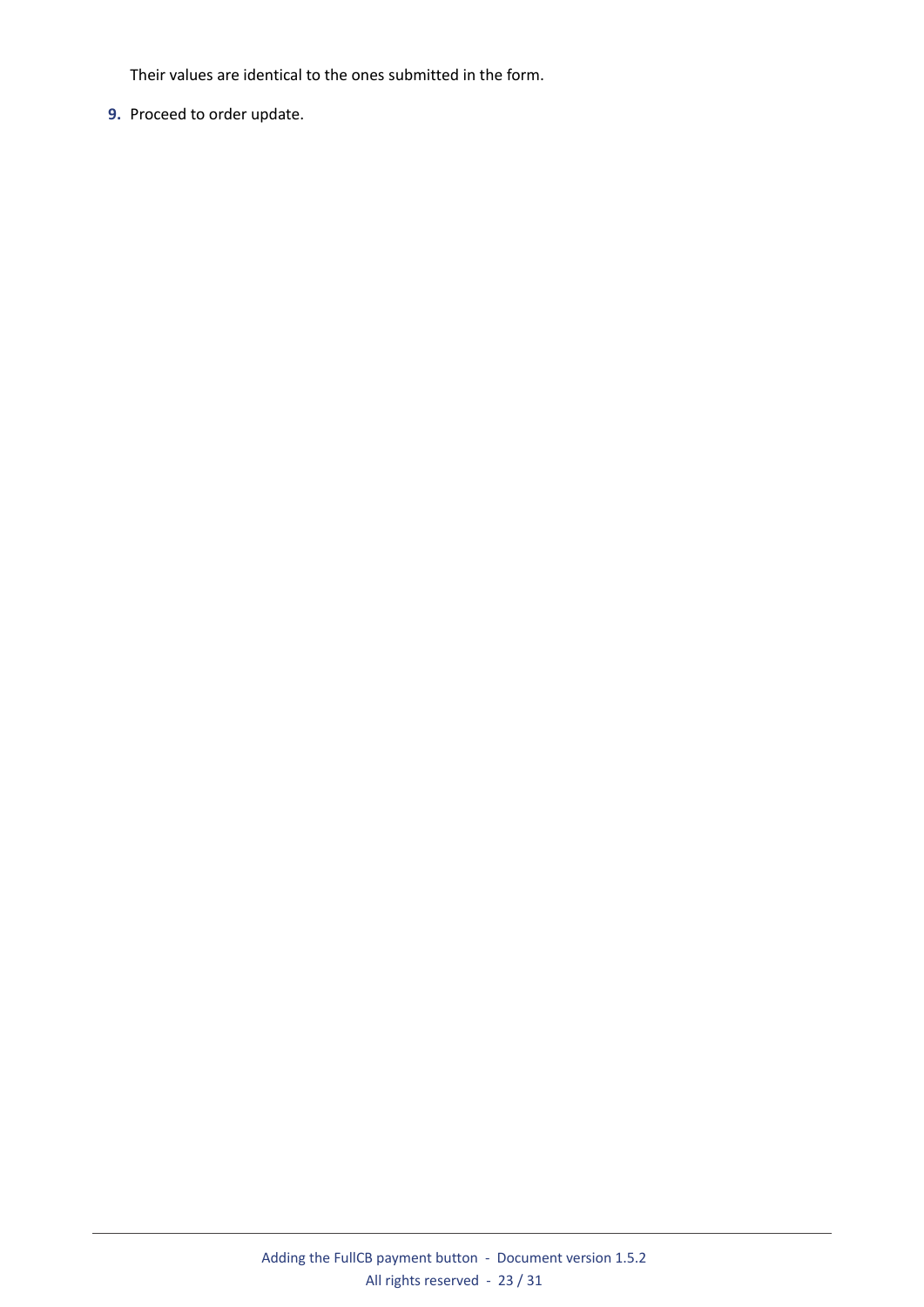Their values are identical to the ones submitted in the form.

9. Proceed to order update.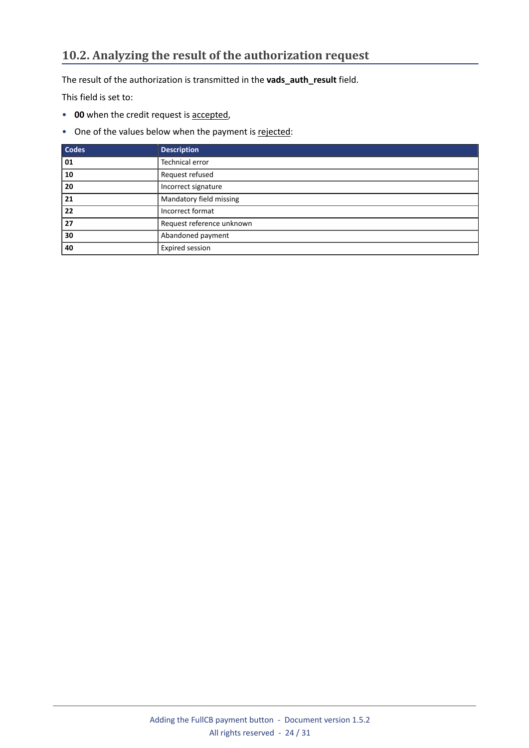## 10.2. Analyzing the result of the authorization request

The result of the authorization is transmitted in the **vads_auth_result** field.

This field is set to:

- **00** when the credit request is accepted,
- One of the values below when the payment is rejected:

| Codes | Description |
| --- | --- |
| **01** | Technical error |
| **10** | Request refused |
| **20** | Incorrect signature |
| **21** | Mandatory field missing |
| **22** | Incorrect format |
| **27** | Request reference unknown |
| **30** | Abandoned payment |
| **40** | Expired session |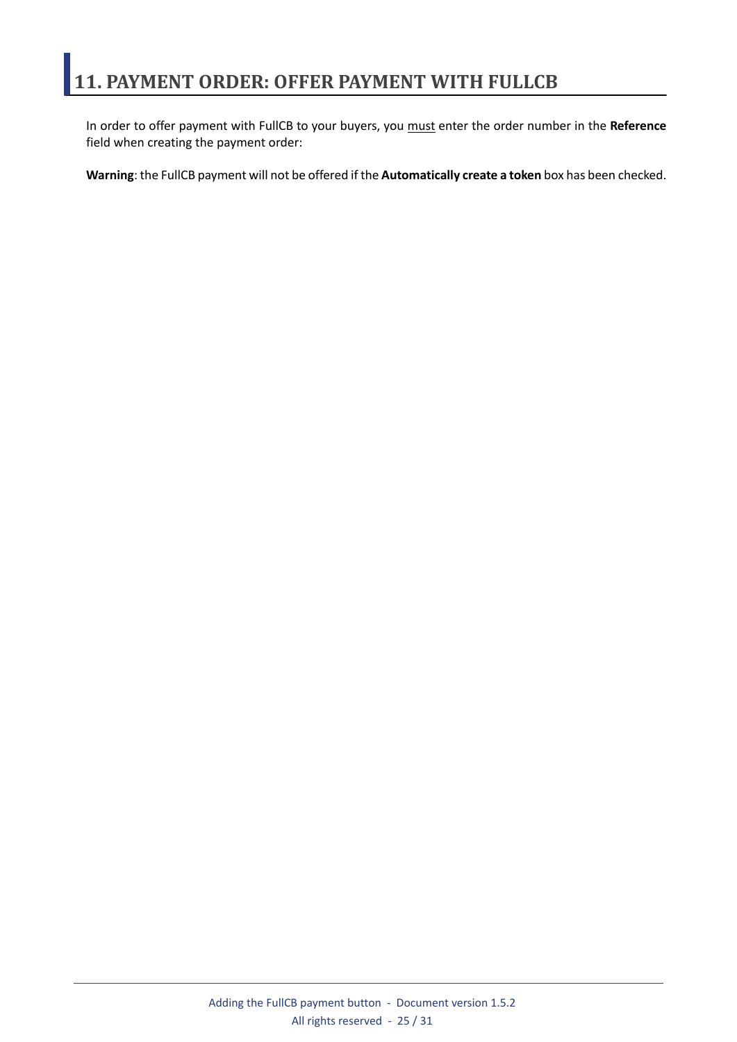# 11. PAYMENT ORDER: OFFER PAYMENT WITH FULLCB

In order to offer payment with FullCB to your buyers, you <u>must</u> enter the order number in the **Reference** field when creating the payment order:

**Warning**: the FullCB payment will not be offered if the **Automatically create a token** box has been checked.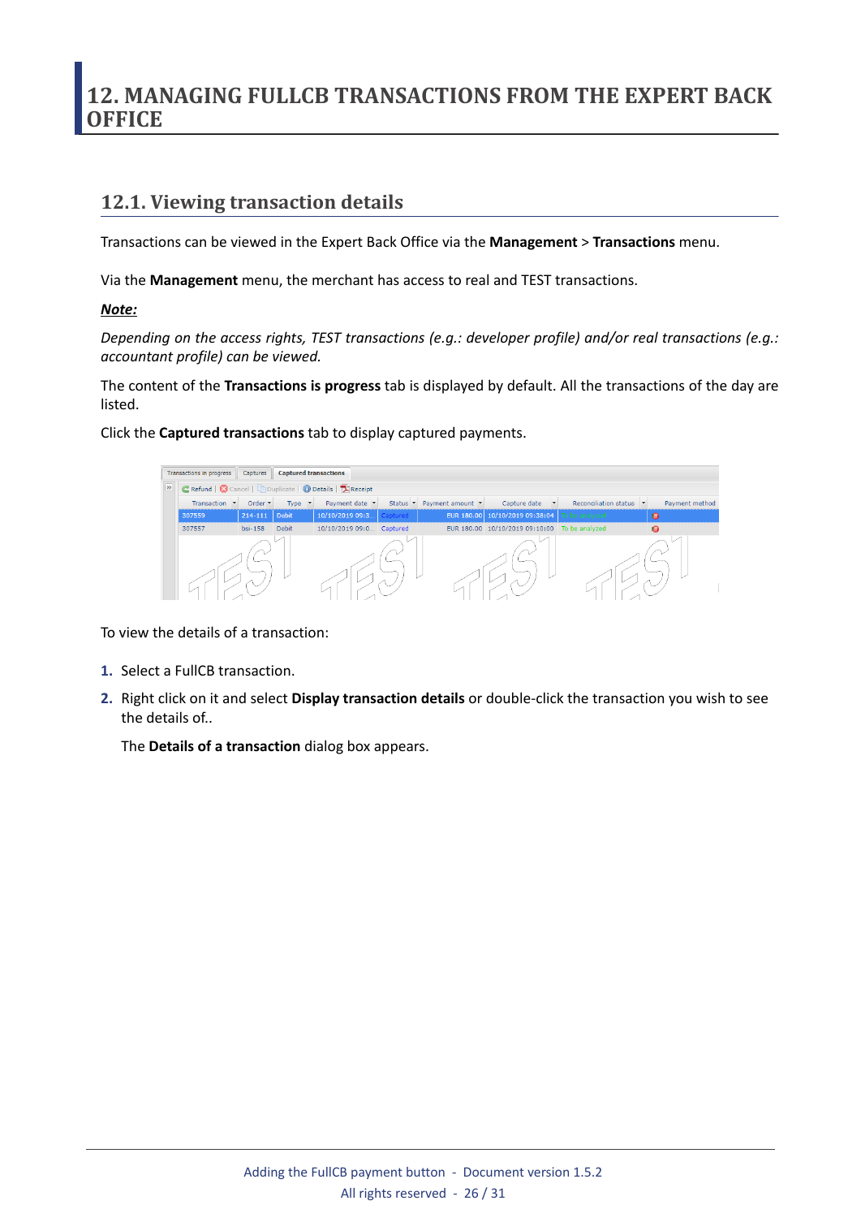# 12. MANAGING FULLCB TRANSACTIONS FROM THE EXPERT BACK OFFICE

## 12.1. Viewing transaction details

Transactions can be viewed in the Expert Back Office via the **Management** > **Transactions** menu.

Via the **Management** menu, the merchant has access to real and TEST transactions.

***Note:***

*Depending on the access rights, TEST transactions (e.g.: developer profile) and/or real transactions (e.g.: accountant profile) can be viewed.*

The content of the **Transactions is progress** tab is displayed by default. All the transactions of the day are listed.

Click the **Captured transactions** tab to display captured payments.

To view the details of a transaction:

1. Select a FullCB transaction.
2. Right click on it and select **Display transaction details** or double-click the transaction you wish to see the details of..

   The **Details of a transaction** dialog box appears.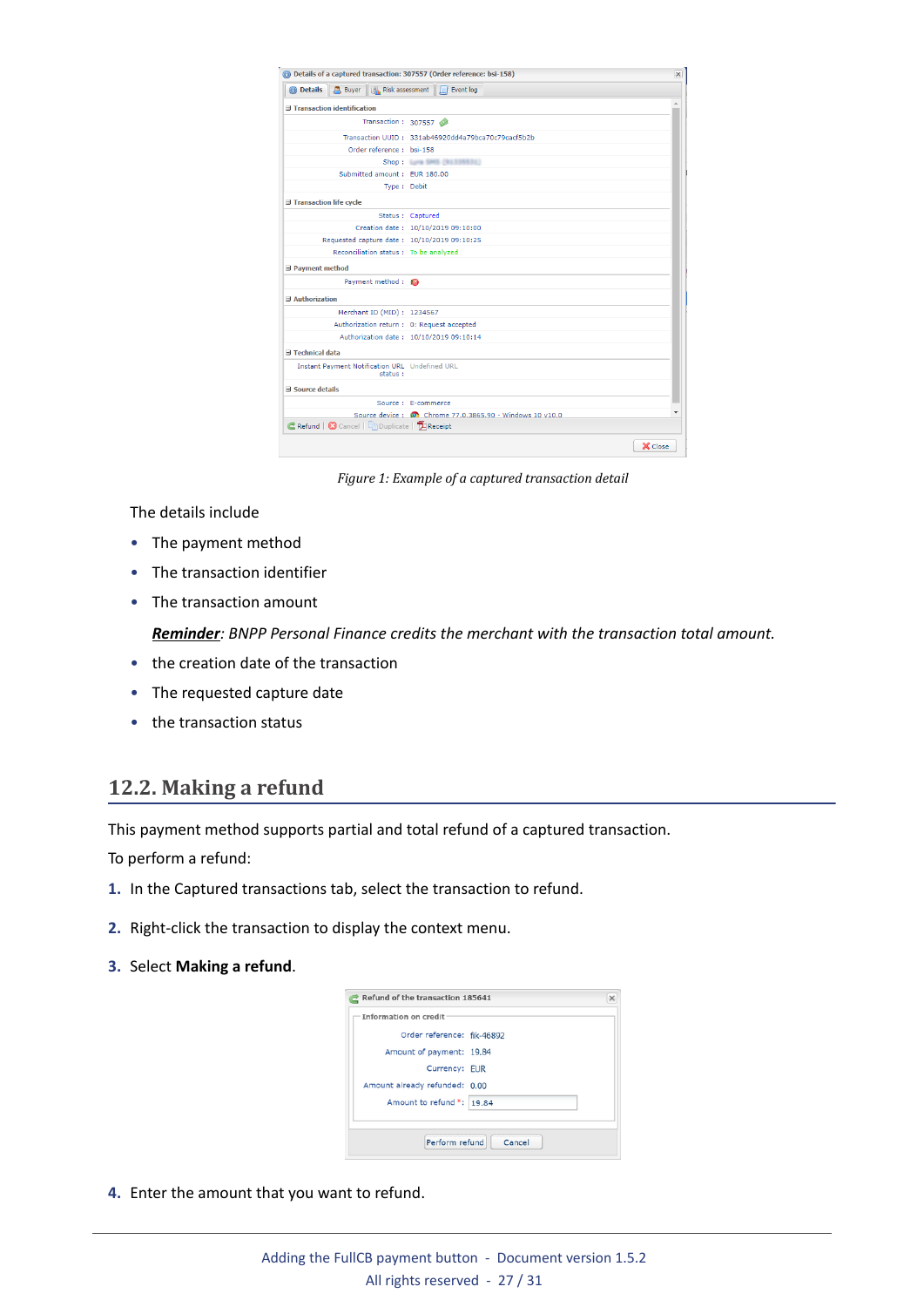Figure 1: Example of a captured transaction detail

The details include

- The payment method
- The transaction identifier
- The transaction amount

  ***Reminder***: *BNPP Personal Finance credits the merchant with the transaction total amount.*

- the creation date of the transaction
- The requested capture date
- the transaction status

## 12.2. Making a refund

This payment method supports partial and total refund of a captured transaction.

To perform a refund:

1. In the Captured transactions tab, select the transaction to refund.
2. Right-click the transaction to display the context menu.
3. Select **Making a refund**.
4. Enter the amount that you want to refund.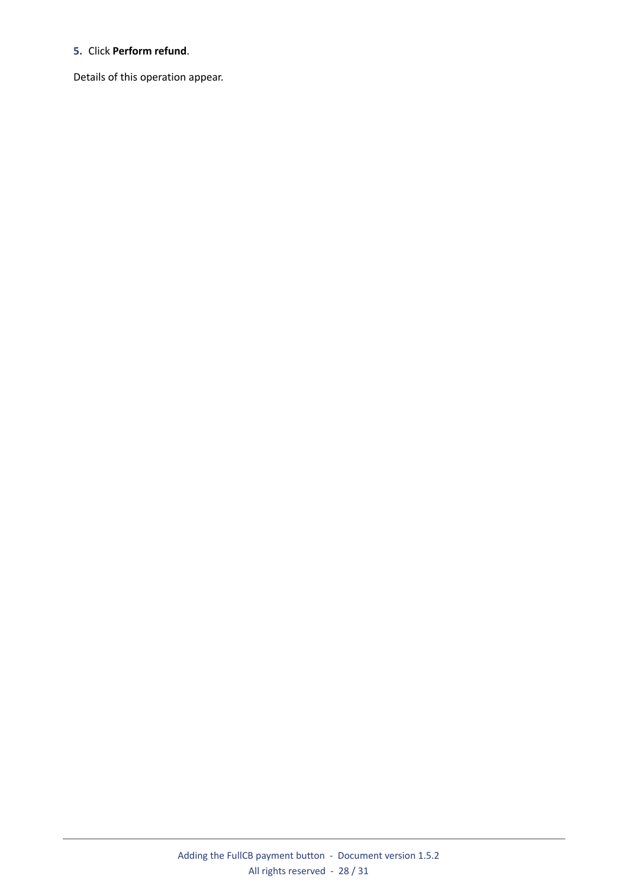5. Click **Perform refund**.

Details of this operation appear.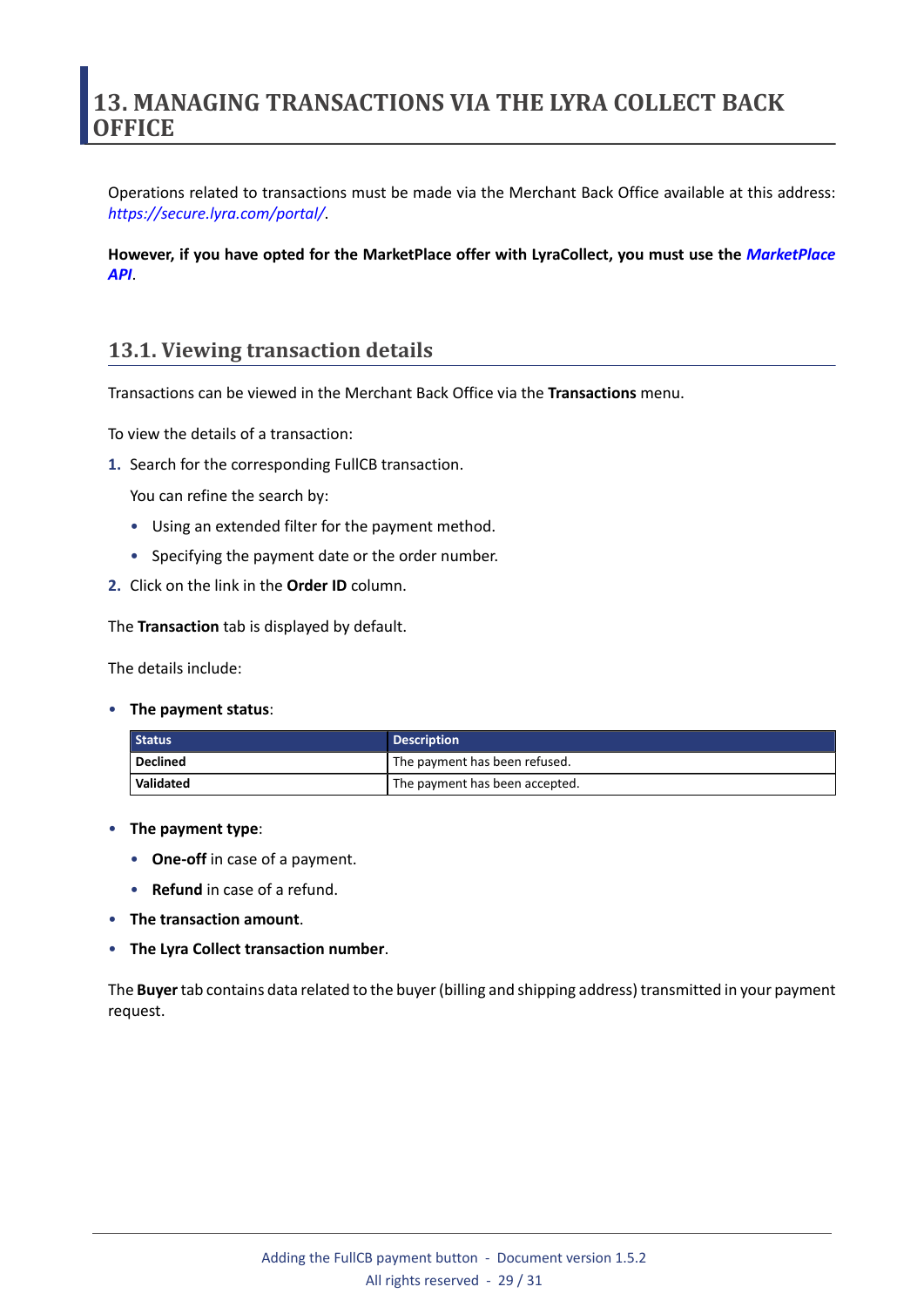# 13. MANAGING TRANSACTIONS VIA THE LYRA COLLECT BACK OFFICE

Operations related to transactions must be made via the Merchant Back Office available at this address: *https://secure.lyra.com/portal/*.

**However, if you have opted for the MarketPlace offer with LyraCollect, you must use the *MarketPlace API*.**

## 13.1. Viewing transaction details

Transactions can be viewed in the Merchant Back Office via the **Transactions** menu.

To view the details of a transaction:

1. Search for the corresponding FullCB transaction.

   You can refine the search by:

   - Using an extended filter for the payment method.
   - Specifying the payment date or the order number.
2. Click on the link in the **Order ID** column.

The **Transaction** tab is displayed by default.

The details include:

- **The payment status**:

| Status | Description |
| --- | --- |
| **Declined** | The payment has been refused. |
| **Validated** | The payment has been accepted. |

- **The payment type**:
  - **One-off** in case of a payment.
  - **Refund** in case of a refund.
- **The transaction amount**.
- **The Lyra Collect transaction number**.

The **Buyer** tab contains data related to the buyer (billing and shipping address) transmitted in your payment request.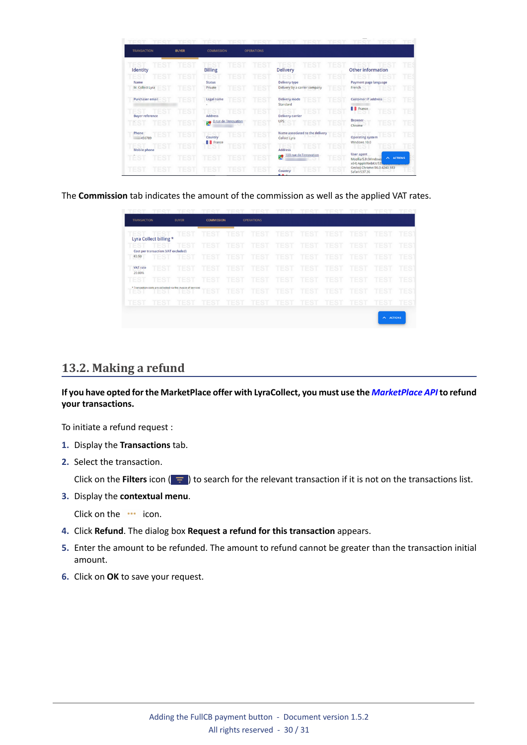The **Commission** tab indicates the amount of the commission as well as the applied VAT rates.

## 13.2. Making a refund

**If you have opted for the MarketPlace offer with LyraCollect, you must use the *MarketPlace API* to refund your transactions.**

To initiate a refund request :

1. Display the **Transactions** tab.
2. Select the transaction.

   Click on the **Filters** icon ( ) to search for the relevant transaction if it is not on the transactions list.
3. Display the **contextual menu**.

   Click on the ••• icon.
4. Click **Refund**. The dialog box **Request a refund for this transaction** appears.
5. Enter the amount to be refunded. The amount to refund cannot be greater than the transaction initial amount.
6. Click on **OK** to save your request.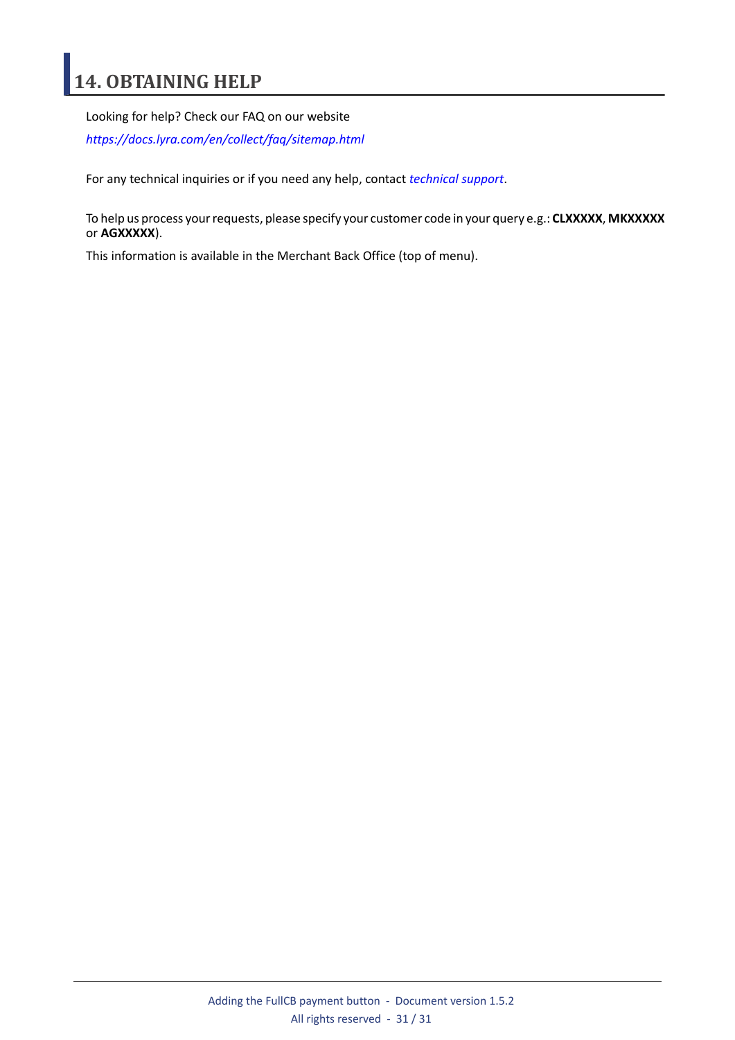# 14. OBTAINING HELP

Looking for help? Check our FAQ on our website

*https://docs.lyra.com/en/collect/faq/sitemap.html*

For any technical inquiries or if you need any help, contact *technical support*.

To help us process your requests, please specify your customer code in your query e.g.: **CLXXXXX**, **MKXXXXX** or **AGXXXXX**).

This information is available in the Merchant Back Office (top of menu).